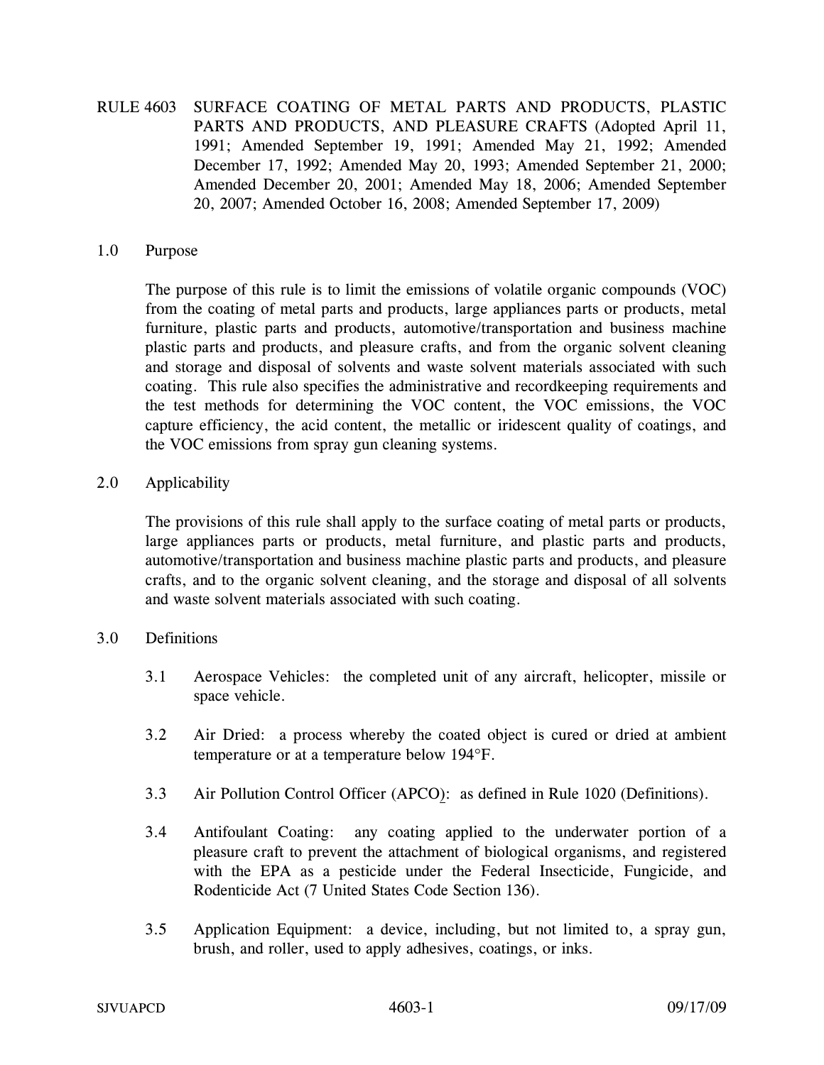# RULE 4603 SURFACE COATING OF METAL PARTS AND PRODUCTS, PLASTIC PARTS AND PRODUCTS, AND PLEASURE CRAFTS (Adopted April 11, 1991; Amended September 19, 1991; Amended May 21, 1992; Amended December 17, 1992; Amended May 20, 1993; Amended September 21, 2000; Amended December 20, 2001; Amended May 18, 2006; Amended September 20, 2007; Amended October 16, 2008; Amended September 17, 2009)

## 1.0 Purpose

The purpose of this rule is to limit the emissions of volatile organic compounds (VOC) from the coating of metal parts and products, large appliances parts or products, metal furniture, plastic parts and products, automotive/transportation and business machine plastic parts and products, and pleasure crafts, and from the organic solvent cleaning and storage and disposal of solvents and waste solvent materials associated with such coating. This rule also specifies the administrative and recordkeeping requirements and the test methods for determining the VOC content, the VOC emissions, the VOC capture efficiency, the acid content, the metallic or iridescent quality of coatings, and the VOC emissions from spray gun cleaning systems.

## 2.0 Applicability

The provisions of this rule shall apply to the surface coating of metal parts or products, large appliances parts or products, metal furniture, and plastic parts and products, automotive/transportation and business machine plastic parts and products, and pleasure crafts, and to the organic solvent cleaning, and the storage and disposal of all solvents and waste solvent materials associated with such coating.

## 3.0 Definitions

3.1 Aerospace Vehicles: the completed unit of any aircraft, helicopter, missile or space vehicle.

3.2 Air Dried: a process whereby the coated object is cured or dried at ambient temperature or at a temperature below 194°F.

3.3 Air Pollution Control Officer (APCO): as defined in Rule 1020 (Definitions).

3.4 Antifoulant Coating: any coating applied to the underwater portion of a pleasure craft to prevent the attachment of biological organisms, and registered with the EPA as a pesticide under the Federal Insecticide, Fungicide, and Rodenticide Act (7 United States Code Section 136).

3.5 Application Equipment: a device, including, but not limited to, a spray gun, brush, and roller, used to apply adhesives, coatings, or inks.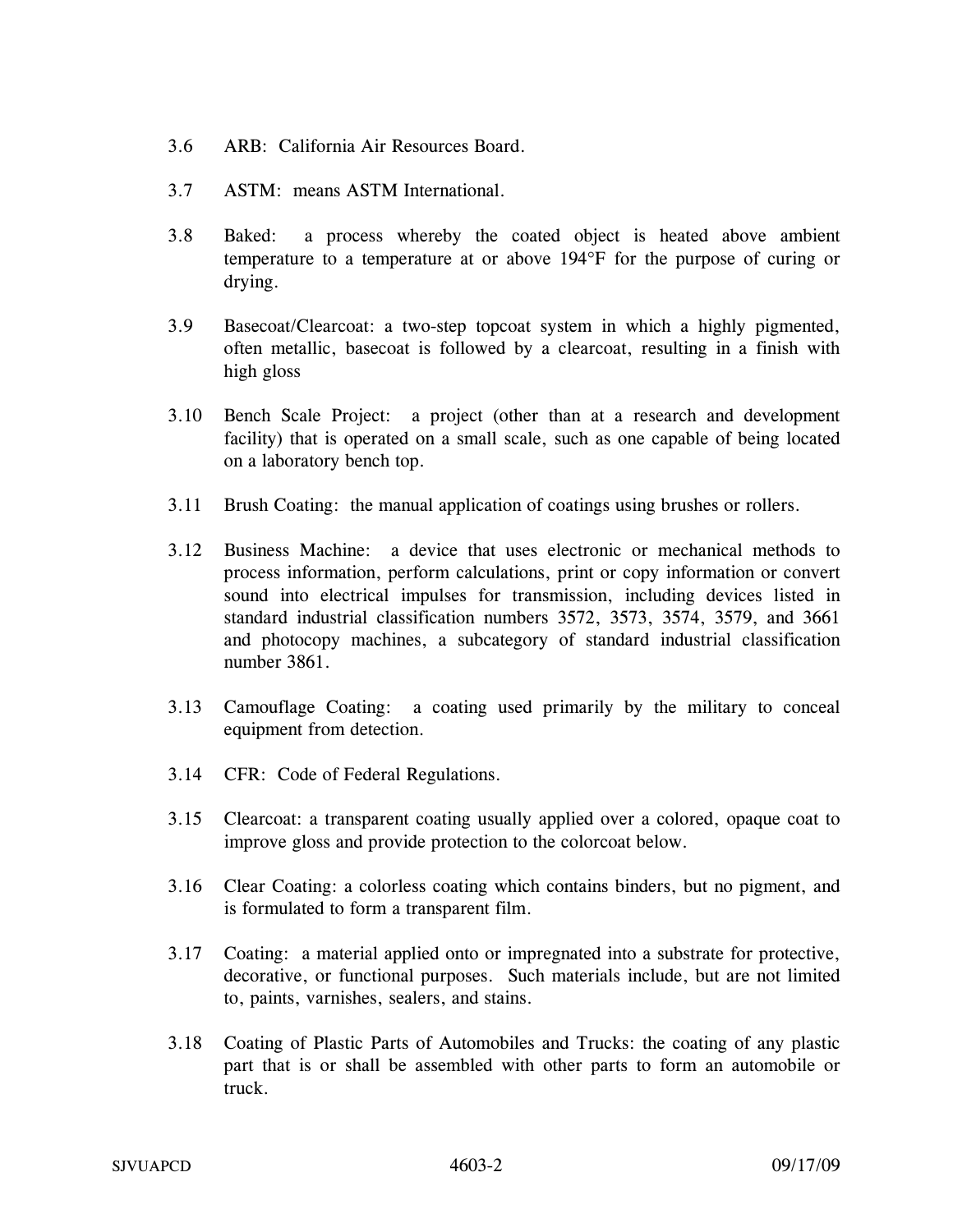3.6 ARB: California Air Resources Board.

3.7 ASTM: means ASTM International.

3.8 Baked: a process whereby the coated object is heated above ambient temperature to a temperature at or above 194°F for the purpose of curing or drying.

3.9 Basecoat/Clearcoat: a two-step topcoat system in which a highly pigmented, often metallic, basecoat is followed by a clearcoat, resulting in a finish with high gloss

3.10 Bench Scale Project: a project (other than at a research and development facility) that is operated on a small scale, such as one capable of being located on a laboratory bench top.

3.11 Brush Coating: the manual application of coatings using brushes or rollers.

3.12 Business Machine: a device that uses electronic or mechanical methods to process information, perform calculations, print or copy information or convert sound into electrical impulses for transmission, including devices listed in standard industrial classification numbers 3572, 3573, 3574, 3579, and 3661 and photocopy machines, a subcategory of standard industrial classification number 3861.

3.13 Camouflage Coating: a coating used primarily by the military to conceal equipment from detection.

3.14 CFR: Code of Federal Regulations.

3.15 Clearcoat: a transparent coating usually applied over a colored, opaque coat to improve gloss and provide protection to the colorcoat below.

3.16 Clear Coating: a colorless coating which contains binders, but no pigment, and is formulated to form a transparent film.

3.17 Coating: a material applied onto or impregnated into a substrate for protective, decorative, or functional purposes. Such materials include, but are not limited to, paints, varnishes, sealers, and stains.

3.18 Coating of Plastic Parts of Automobiles and Trucks: the coating of any plastic part that is or shall be assembled with other parts to form an automobile or truck.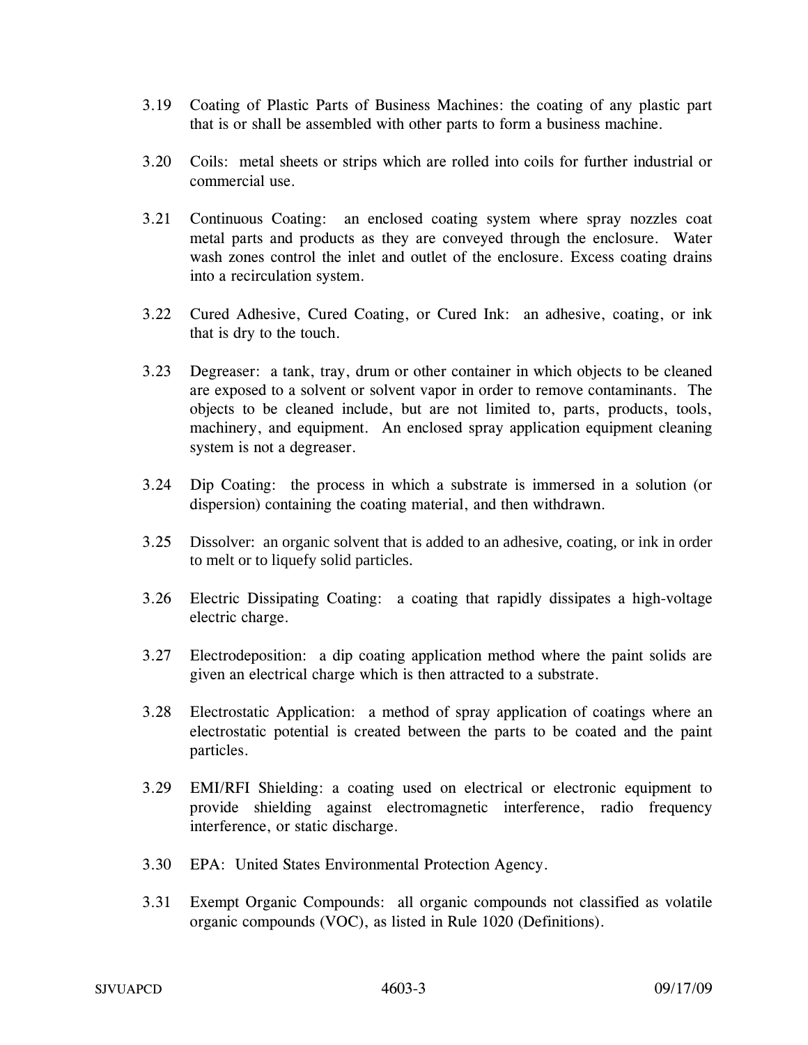3.19 Coating of Plastic Parts of Business Machines: the coating of any plastic part that is or shall be assembled with other parts to form a business machine.

3.20 Coils: metal sheets or strips which are rolled into coils for further industrial or commercial use.

3.21 Continuous Coating: an enclosed coating system where spray nozzles coat metal parts and products as they are conveyed through the enclosure. Water wash zones control the inlet and outlet of the enclosure. Excess coating drains into a recirculation system.

3.22 Cured Adhesive, Cured Coating, or Cured Ink: an adhesive, coating, or ink that is dry to the touch.

3.23 Degreaser: a tank, tray, drum or other container in which objects to be cleaned are exposed to a solvent or solvent vapor in order to remove contaminants. The objects to be cleaned include, but are not limited to, parts, products, tools, machinery, and equipment. An enclosed spray application equipment cleaning system is not a degreaser.

3.24 Dip Coating: the process in which a substrate is immersed in a solution (or dispersion) containing the coating material, and then withdrawn.

3.25 Dissolver: an organic solvent that is added to an adhesive, coating, or ink in order to melt or to liquefy solid particles.

3.26 Electric Dissipating Coating: a coating that rapidly dissipates a high-voltage electric charge.

3.27 Electrodeposition: a dip coating application method where the paint solids are given an electrical charge which is then attracted to a substrate.

3.28 Electrostatic Application: a method of spray application of coatings where an electrostatic potential is created between the parts to be coated and the paint particles.

3.29 EMI/RFI Shielding: a coating used on electrical or electronic equipment to provide shielding against electromagnetic interference, radio frequency interference, or static discharge.

3.30 EPA: United States Environmental Protection Agency.

3.31 Exempt Organic Compounds: all organic compounds not classified as volatile organic compounds (VOC), as listed in Rule 1020 (Definitions).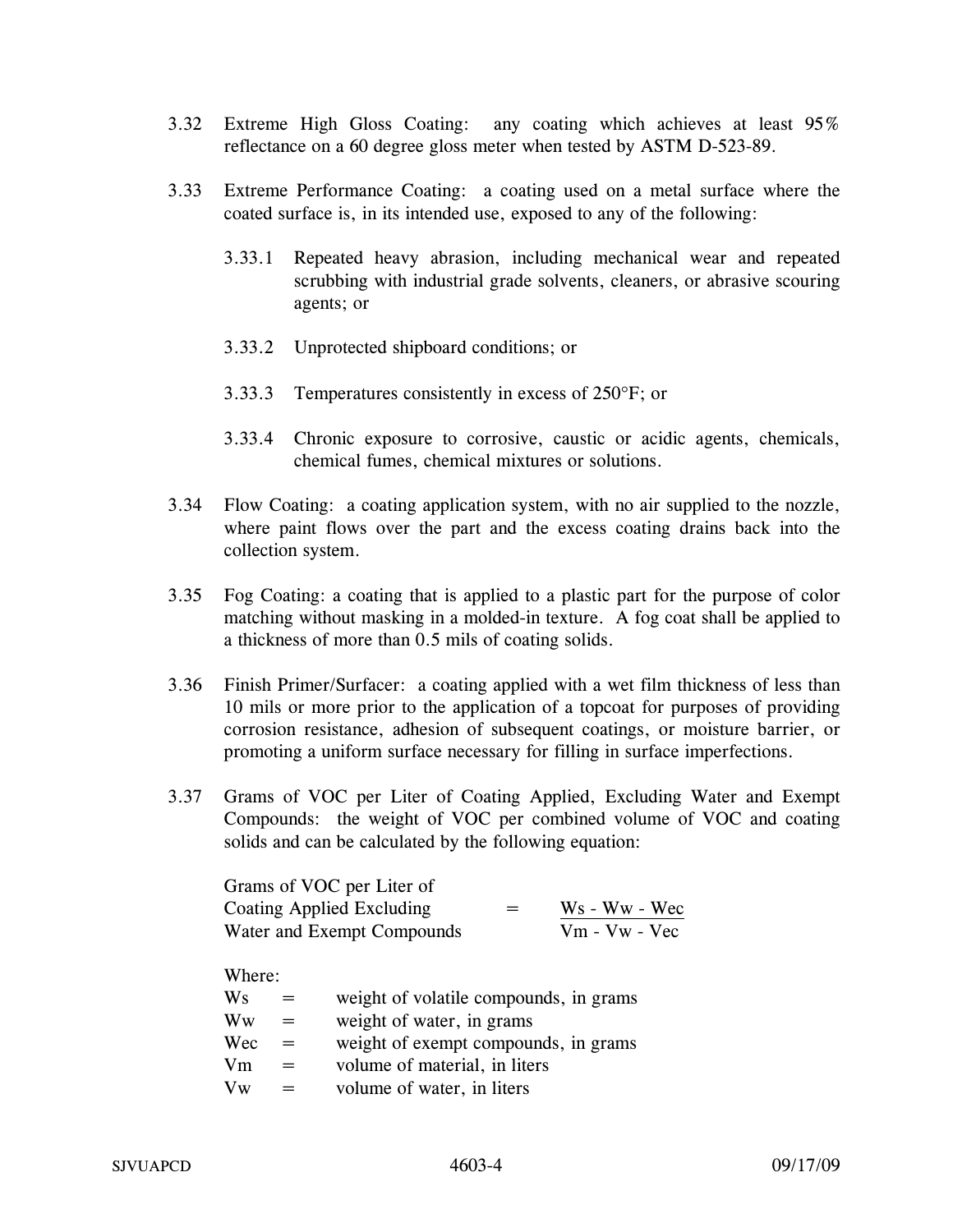3.32 Extreme High Gloss Coating: any coating which achieves at least 95% reflectance on a 60 degree gloss meter when tested by ASTM D-523-89.

3.33 Extreme Performance Coating: a coating used on a metal surface where the coated surface is, in its intended use, exposed to any of the following:

3.33.1 Repeated heavy abrasion, including mechanical wear and repeated scrubbing with industrial grade solvents, cleaners, or abrasive scouring agents; or

3.33.2 Unprotected shipboard conditions; or

3.33.3 Temperatures consistently in excess of 250°F; or

3.33.4 Chronic exposure to corrosive, caustic or acidic agents, chemicals, chemical fumes, chemical mixtures or solutions.

3.34 Flow Coating: a coating application system, with no air supplied to the nozzle, where paint flows over the part and the excess coating drains back into the collection system.

3.35 Fog Coating: a coating that is applied to a plastic part for the purpose of color matching without masking in a molded-in texture. A fog coat shall be applied to a thickness of more than 0.5 mils of coating solids.

3.36 Finish Primer/Surfacer: a coating applied with a wet film thickness of less than 10 mils or more prior to the application of a topcoat for purposes of providing corrosion resistance, adhesion of subsequent coatings, or moisture barrier, or promoting a uniform surface necessary for filling in surface imperfections.

3.37 Grams of VOC per Liter of Coating Applied, Excluding Water and Exempt Compounds: the weight of VOC per combined volume of VOC and coating solids and can be calculated by the following equation:

$$\text{Grams of VOC per Liter of Coating Applied Excluding Water and Exempt Compounds} = \frac{W_s - W_w - W_{ec}}{V_m - V_w - V_{ec}}$$

Where:

$W_s$ = weight of volatile compounds, in grams
$W_w$ = weight of water, in grams
$W_{ec}$ = weight of exempt compounds, in grams
$V_m$ = volume of material, in liters
$V_w$ = volume of water, in liters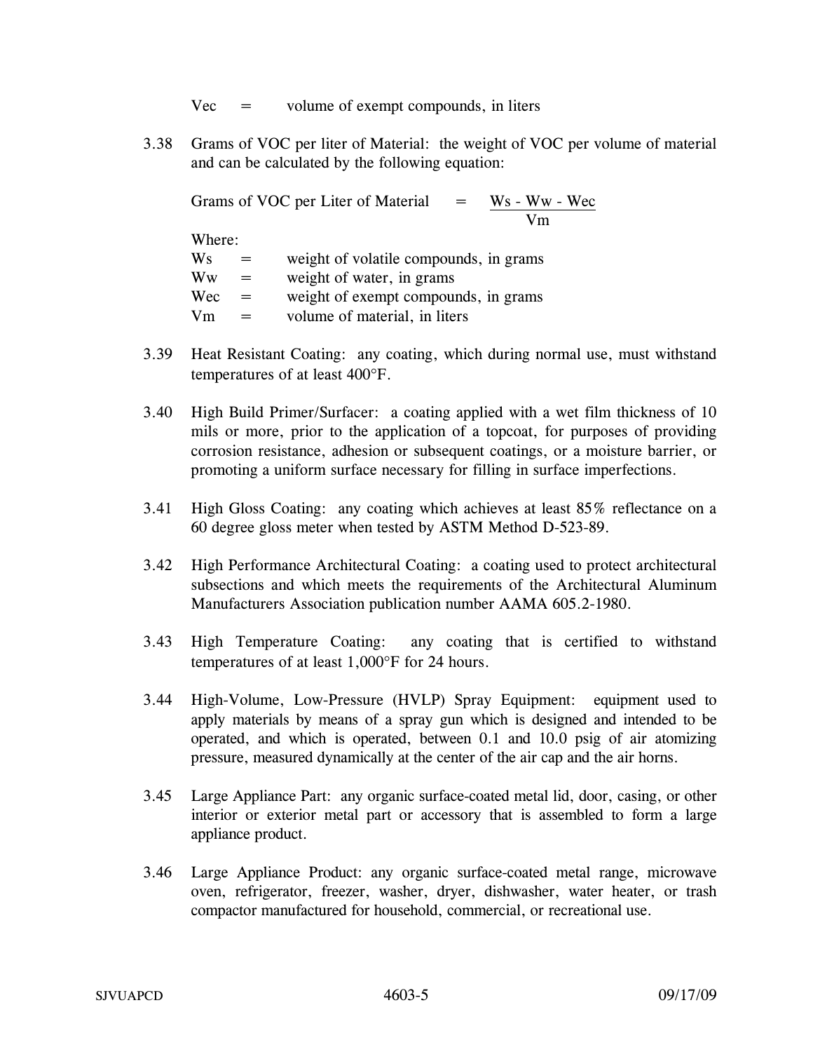$V_{ec}$ = volume of exempt compounds, in liters

3.38 Grams of VOC per liter of Material: the weight of VOC per volume of material and can be calculated by the following equation:

$$\text{Grams of VOC per Liter of Material} = \frac{W_s - W_w - W_{ec}}{V_m}$$

Where:

$W_s$ = weight of volatile compounds, in grams
$W_w$ = weight of water, in grams
$W_{ec}$ = weight of exempt compounds, in grams
$V_m$ = volume of material, in liters

3.39 Heat Resistant Coating: any coating, which during normal use, must withstand temperatures of at least 400°F.

3.40 High Build Primer/Surfacer: a coating applied with a wet film thickness of 10 mils or more, prior to the application of a topcoat, for purposes of providing corrosion resistance, adhesion or subsequent coatings, or a moisture barrier, or promoting a uniform surface necessary for filling in surface imperfections.

3.41 High Gloss Coating: any coating which achieves at least 85% reflectance on a 60 degree gloss meter when tested by ASTM Method D-523-89.

3.42 High Performance Architectural Coating: a coating used to protect architectural subsections and which meets the requirements of the Architectural Aluminum Manufacturers Association publication number AAMA 605.2-1980.

3.43 High Temperature Coating: any coating that is certified to withstand temperatures of at least 1,000°F for 24 hours.

3.44 High-Volume, Low-Pressure (HVLP) Spray Equipment: equipment used to apply materials by means of a spray gun which is designed and intended to be operated, and which is operated, between 0.1 and 10.0 psig of air atomizing pressure, measured dynamically at the center of the air cap and the air horns.

3.45 Large Appliance Part: any organic surface-coated metal lid, door, casing, or other interior or exterior metal part or accessory that is assembled to form a large appliance product.

3.46 Large Appliance Product: any organic surface-coated metal range, microwave oven, refrigerator, freezer, washer, dryer, dishwasher, water heater, or trash compactor manufactured for household, commercial, or recreational use.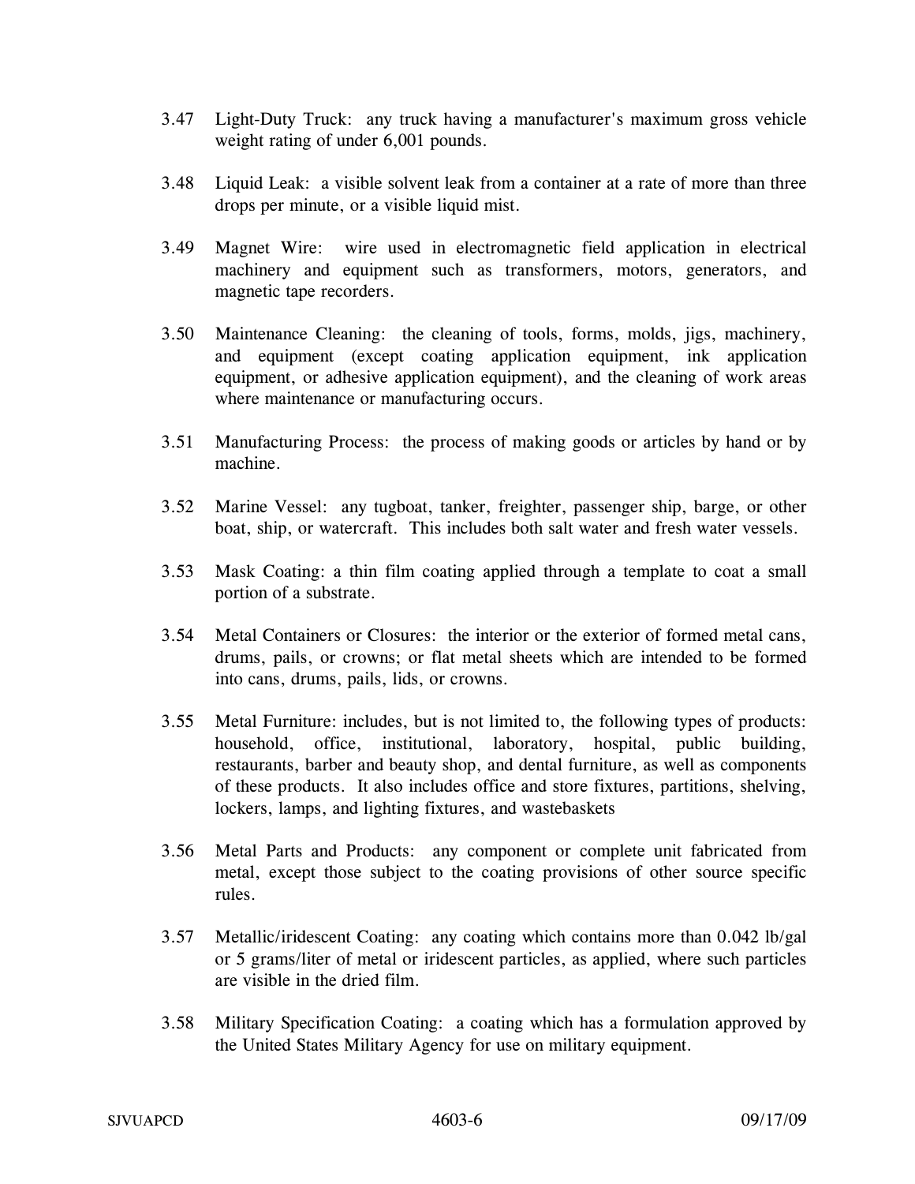3.47 Light-Duty Truck: any truck having a manufacturer's maximum gross vehicle weight rating of under 6,001 pounds.

3.48 Liquid Leak: a visible solvent leak from a container at a rate of more than three drops per minute, or a visible liquid mist.

3.49 Magnet Wire: wire used in electromagnetic field application in electrical machinery and equipment such as transformers, motors, generators, and magnetic tape recorders.

3.50 Maintenance Cleaning: the cleaning of tools, forms, molds, jigs, machinery, and equipment (except coating application equipment, ink application equipment, or adhesive application equipment), and the cleaning of work areas where maintenance or manufacturing occurs.

3.51 Manufacturing Process: the process of making goods or articles by hand or by machine.

3.52 Marine Vessel: any tugboat, tanker, freighter, passenger ship, barge, or other boat, ship, or watercraft. This includes both salt water and fresh water vessels.

3.53 Mask Coating: a thin film coating applied through a template to coat a small portion of a substrate.

3.54 Metal Containers or Closures: the interior or the exterior of formed metal cans, drums, pails, or crowns; or flat metal sheets which are intended to be formed into cans, drums, pails, lids, or crowns.

3.55 Metal Furniture: includes, but is not limited to, the following types of products: household, office, institutional, laboratory, hospital, public building, restaurants, barber and beauty shop, and dental furniture, as well as components of these products. It also includes office and store fixtures, partitions, shelving, lockers, lamps, and lighting fixtures, and wastebaskets

3.56 Metal Parts and Products: any component or complete unit fabricated from metal, except those subject to the coating provisions of other source specific rules.

3.57 Metallic/iridescent Coating: any coating which contains more than 0.042 lb/gal or 5 grams/liter of metal or iridescent particles, as applied, where such particles are visible in the dried film.

3.58 Military Specification Coating: a coating which has a formulation approved by the United States Military Agency for use on military equipment.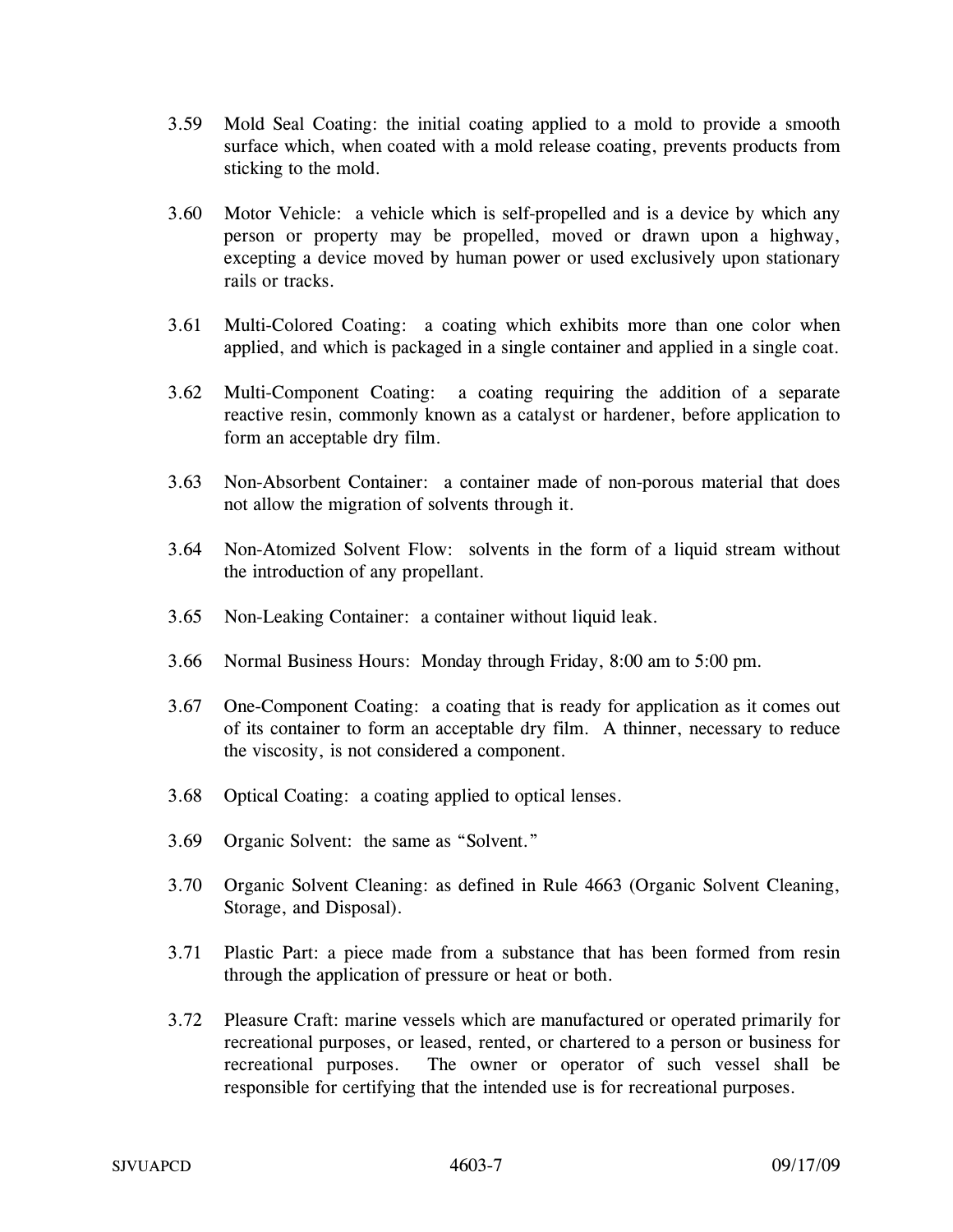3.59 Mold Seal Coating: the initial coating applied to a mold to provide a smooth surface which, when coated with a mold release coating, prevents products from sticking to the mold.

3.60 Motor Vehicle: a vehicle which is self-propelled and is a device by which any person or property may be propelled, moved or drawn upon a highway, excepting a device moved by human power or used exclusively upon stationary rails or tracks.

3.61 Multi-Colored Coating: a coating which exhibits more than one color when applied, and which is packaged in a single container and applied in a single coat.

3.62 Multi-Component Coating: a coating requiring the addition of a separate reactive resin, commonly known as a catalyst or hardener, before application to form an acceptable dry film.

3.63 Non-Absorbent Container: a container made of non-porous material that does not allow the migration of solvents through it.

3.64 Non-Atomized Solvent Flow: solvents in the form of a liquid stream without the introduction of any propellant.

3.65 Non-Leaking Container: a container without liquid leak.

3.66 Normal Business Hours: Monday through Friday, 8:00 am to 5:00 pm.

3.67 One-Component Coating: a coating that is ready for application as it comes out of its container to form an acceptable dry film. A thinner, necessary to reduce the viscosity, is not considered a component.

3.68 Optical Coating: a coating applied to optical lenses.

3.69 Organic Solvent: the same as "Solvent."

3.70 Organic Solvent Cleaning: as defined in Rule 4663 (Organic Solvent Cleaning, Storage, and Disposal).

3.71 Plastic Part: a piece made from a substance that has been formed from resin through the application of pressure or heat or both.

3.72 Pleasure Craft: marine vessels which are manufactured or operated primarily for recreational purposes, or leased, rented, or chartered to a person or business for recreational purposes. The owner or operator of such vessel shall be responsible for certifying that the intended use is for recreational purposes.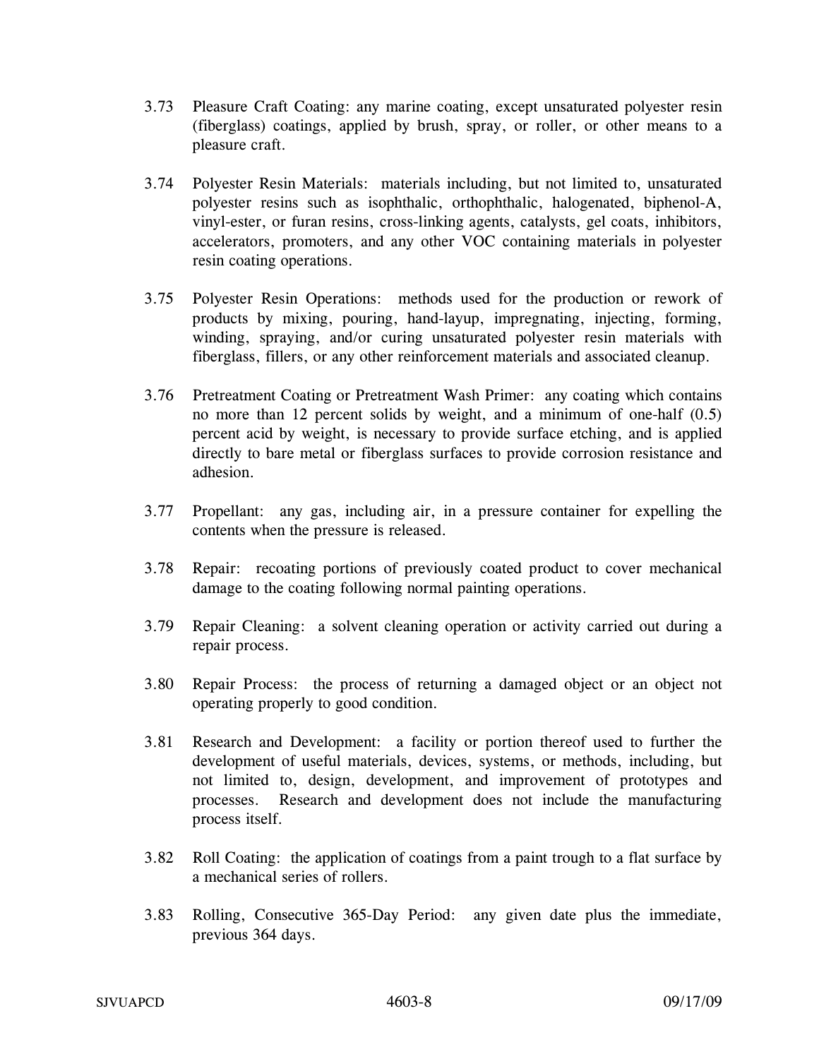3.73 Pleasure Craft Coating: any marine coating, except unsaturated polyester resin (fiberglass) coatings, applied by brush, spray, or roller, or other means to a pleasure craft.

3.74 Polyester Resin Materials: materials including, but not limited to, unsaturated polyester resins such as isophthalic, orthophthalic, halogenated, biphenol-A, vinyl-ester, or furan resins, cross-linking agents, catalysts, gel coats, inhibitors, accelerators, promoters, and any other VOC containing materials in polyester resin coating operations.

3.75 Polyester Resin Operations: methods used for the production or rework of products by mixing, pouring, hand-layup, impregnating, injecting, forming, winding, spraying, and/or curing unsaturated polyester resin materials with fiberglass, fillers, or any other reinforcement materials and associated cleanup.

3.76 Pretreatment Coating or Pretreatment Wash Primer: any coating which contains no more than 12 percent solids by weight, and a minimum of one-half (0.5) percent acid by weight, is necessary to provide surface etching, and is applied directly to bare metal or fiberglass surfaces to provide corrosion resistance and adhesion.

3.77 Propellant: any gas, including air, in a pressure container for expelling the contents when the pressure is released.

3.78 Repair: recoating portions of previously coated product to cover mechanical damage to the coating following normal painting operations.

3.79 Repair Cleaning: a solvent cleaning operation or activity carried out during a repair process.

3.80 Repair Process: the process of returning a damaged object or an object not operating properly to good condition.

3.81 Research and Development: a facility or portion thereof used to further the development of useful materials, devices, systems, or methods, including, but not limited to, design, development, and improvement of prototypes and processes. Research and development does not include the manufacturing process itself.

3.82 Roll Coating: the application of coatings from a paint trough to a flat surface by a mechanical series of rollers.

3.83 Rolling, Consecutive 365-Day Period: any given date plus the immediate, previous 364 days.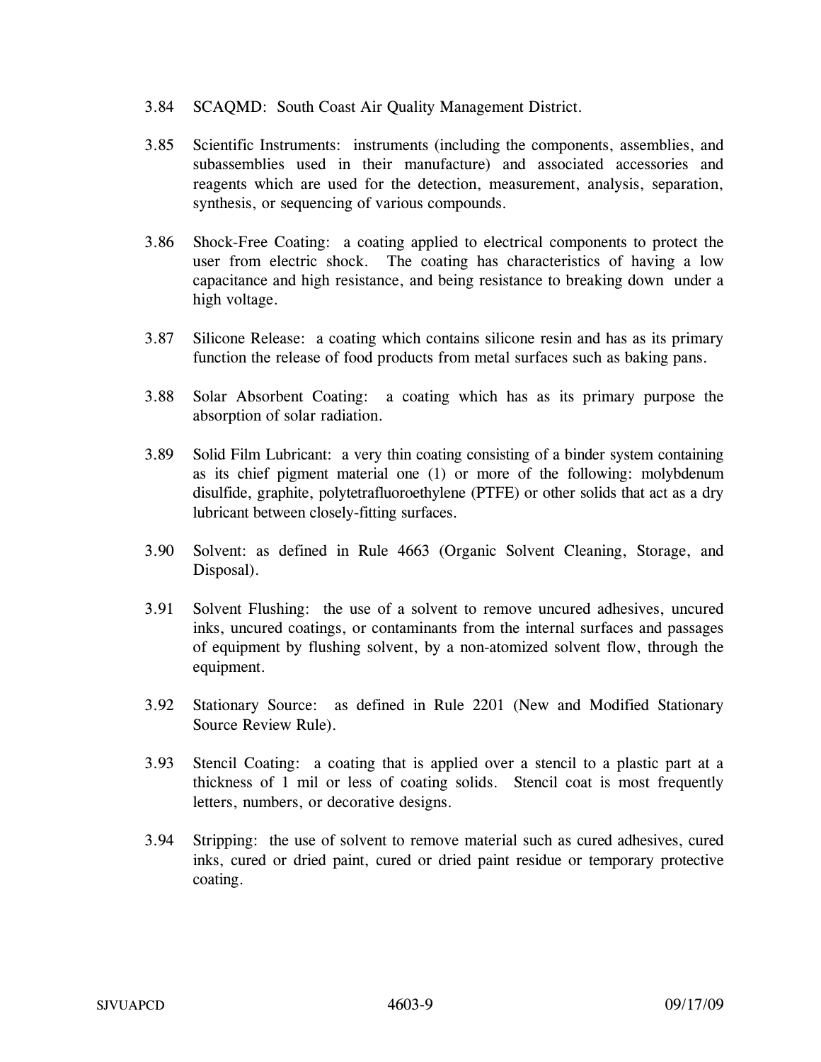3.84 SCAQMD: South Coast Air Quality Management District.

3.85 Scientific Instruments: instruments (including the components, assemblies, and subassemblies used in their manufacture) and associated accessories and reagents which are used for the detection, measurement, analysis, separation, synthesis, or sequencing of various compounds.

3.86 Shock-Free Coating: a coating applied to electrical components to protect the user from electric shock. The coating has characteristics of having a low capacitance and high resistance, and being resistance to breaking down under a high voltage.

3.87 Silicone Release: a coating which contains silicone resin and has as its primary function the release of food products from metal surfaces such as baking pans.

3.88 Solar Absorbent Coating: a coating which has as its primary purpose the absorption of solar radiation.

3.89 Solid Film Lubricant: a very thin coating consisting of a binder system containing as its chief pigment material one (1) or more of the following: molybdenum disulfide, graphite, polytetrafluoroethylene (PTFE) or other solids that act as a dry lubricant between closely-fitting surfaces.

3.90 Solvent: as defined in Rule 4663 (Organic Solvent Cleaning, Storage, and Disposal).

3.91 Solvent Flushing: the use of a solvent to remove uncured adhesives, uncured inks, uncured coatings, or contaminants from the internal surfaces and passages of equipment by flushing solvent, by a non-atomized solvent flow, through the equipment.

3.92 Stationary Source: as defined in Rule 2201 (New and Modified Stationary Source Review Rule).

3.93 Stencil Coating: a coating that is applied over a stencil to a plastic part at a thickness of 1 mil or less of coating solids. Stencil coat is most frequently letters, numbers, or decorative designs.

3.94 Stripping: the use of solvent to remove material such as cured adhesives, cured inks, cured or dried paint, cured or dried paint residue or temporary protective coating.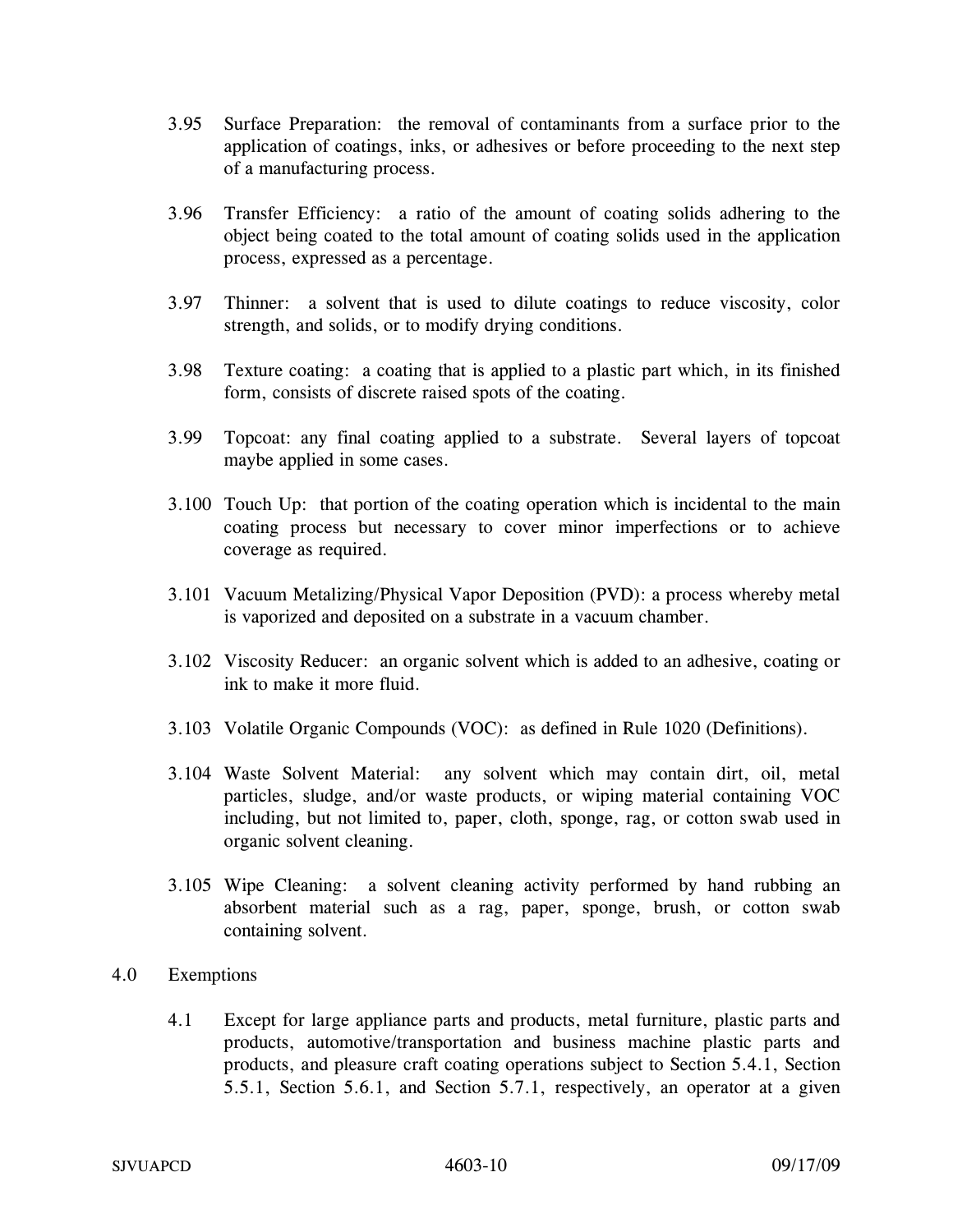3.95 Surface Preparation: the removal of contaminants from a surface prior to the application of coatings, inks, or adhesives or before proceeding to the next step of a manufacturing process.

3.96 Transfer Efficiency: a ratio of the amount of coating solids adhering to the object being coated to the total amount of coating solids used in the application process, expressed as a percentage.

3.97 Thinner: a solvent that is used to dilute coatings to reduce viscosity, color strength, and solids, or to modify drying conditions.

3.98 Texture coating: a coating that is applied to a plastic part which, in its finished form, consists of discrete raised spots of the coating.

3.99 Topcoat: any final coating applied to a substrate. Several layers of topcoat maybe applied in some cases.

3.100 Touch Up: that portion of the coating operation which is incidental to the main coating process but necessary to cover minor imperfections or to achieve coverage as required.

3.101 Vacuum Metalizing/Physical Vapor Deposition (PVD): a process whereby metal is vaporized and deposited on a substrate in a vacuum chamber.

3.102 Viscosity Reducer: an organic solvent which is added to an adhesive, coating or ink to make it more fluid.

3.103 Volatile Organic Compounds (VOC): as defined in Rule 1020 (Definitions).

3.104 Waste Solvent Material: any solvent which may contain dirt, oil, metal particles, sludge, and/or waste products, or wiping material containing VOC including, but not limited to, paper, cloth, sponge, rag, or cotton swab used in organic solvent cleaning.

3.105 Wipe Cleaning: a solvent cleaning activity performed by hand rubbing an absorbent material such as a rag, paper, sponge, brush, or cotton swab containing solvent.

## 4.0 Exemptions

4.1 Except for large appliance parts and products, metal furniture, plastic parts and products, automotive/transportation and business machine plastic parts and products, and pleasure craft coating operations subject to Section 5.4.1, Section 5.5.1, Section 5.6.1, and Section 5.7.1, respectively, an operator at a given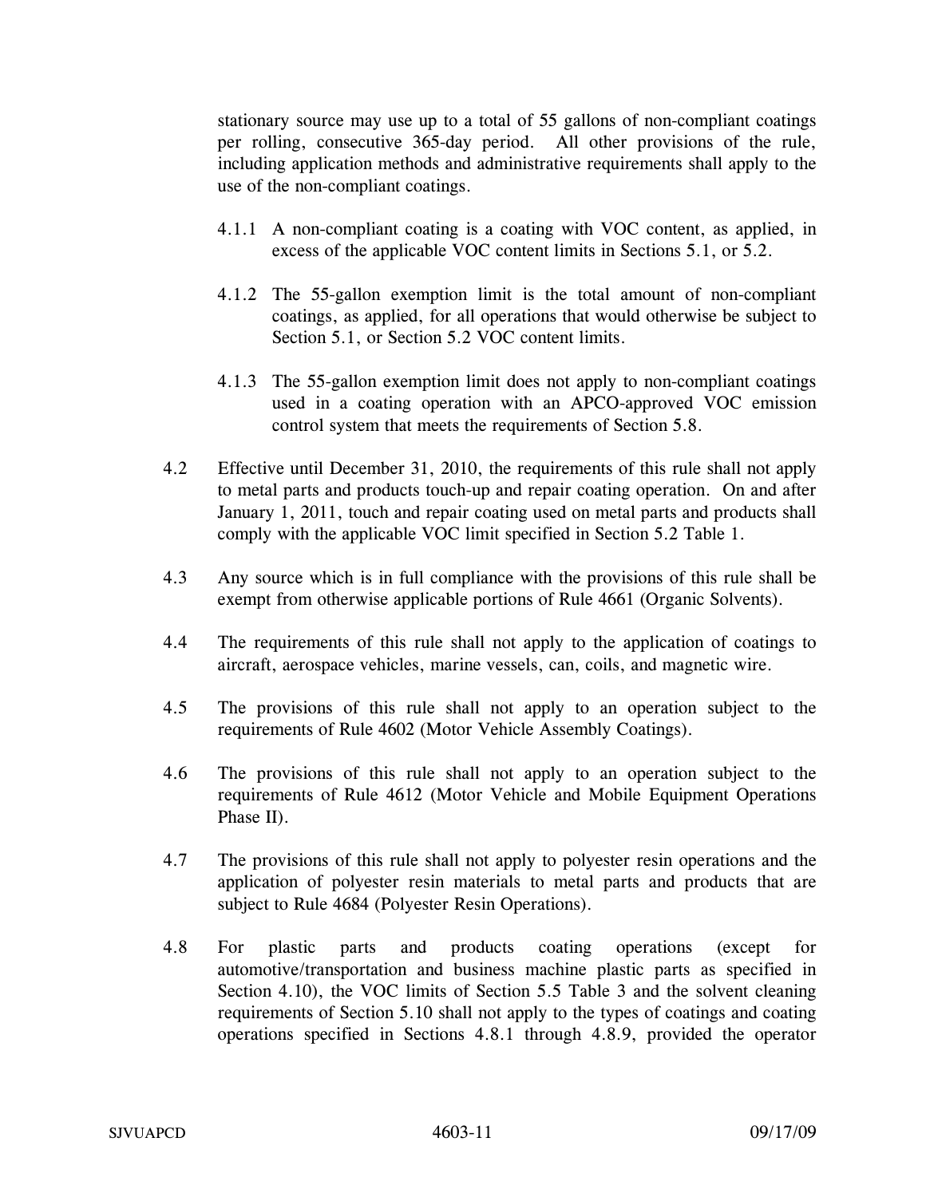stationary source may use up to a total of 55 gallons of non-compliant coatings per rolling, consecutive 365-day period. All other provisions of the rule, including application methods and administrative requirements shall apply to the use of the non-compliant coatings.

4.1.1 A non-compliant coating is a coating with VOC content, as applied, in excess of the applicable VOC content limits in Sections 5.1, or 5.2.

4.1.2 The 55-gallon exemption limit is the total amount of non-compliant coatings, as applied, for all operations that would otherwise be subject to Section 5.1, or Section 5.2 VOC content limits.

4.1.3 The 55-gallon exemption limit does not apply to non-compliant coatings used in a coating operation with an APCO-approved VOC emission control system that meets the requirements of Section 5.8.

4.2 Effective until December 31, 2010, the requirements of this rule shall not apply to metal parts and products touch-up and repair coating operation. On and after January 1, 2011, touch and repair coating used on metal parts and products shall comply with the applicable VOC limit specified in Section 5.2 Table 1.

4.3 Any source which is in full compliance with the provisions of this rule shall be exempt from otherwise applicable portions of Rule 4661 (Organic Solvents).

4.4 The requirements of this rule shall not apply to the application of coatings to aircraft, aerospace vehicles, marine vessels, can, coils, and magnetic wire.

4.5 The provisions of this rule shall not apply to an operation subject to the requirements of Rule 4602 (Motor Vehicle Assembly Coatings).

4.6 The provisions of this rule shall not apply to an operation subject to the requirements of Rule 4612 (Motor Vehicle and Mobile Equipment Operations Phase II).

4.7 The provisions of this rule shall not apply to polyester resin operations and the application of polyester resin materials to metal parts and products that are subject to Rule 4684 (Polyester Resin Operations).

4.8 For plastic parts and products coating operations (except for automotive/transportation and business machine plastic parts as specified in Section 4.10), the VOC limits of Section 5.5 Table 3 and the solvent cleaning requirements of Section 5.10 shall not apply to the types of coatings and coating operations specified in Sections 4.8.1 through 4.8.9, provided the operator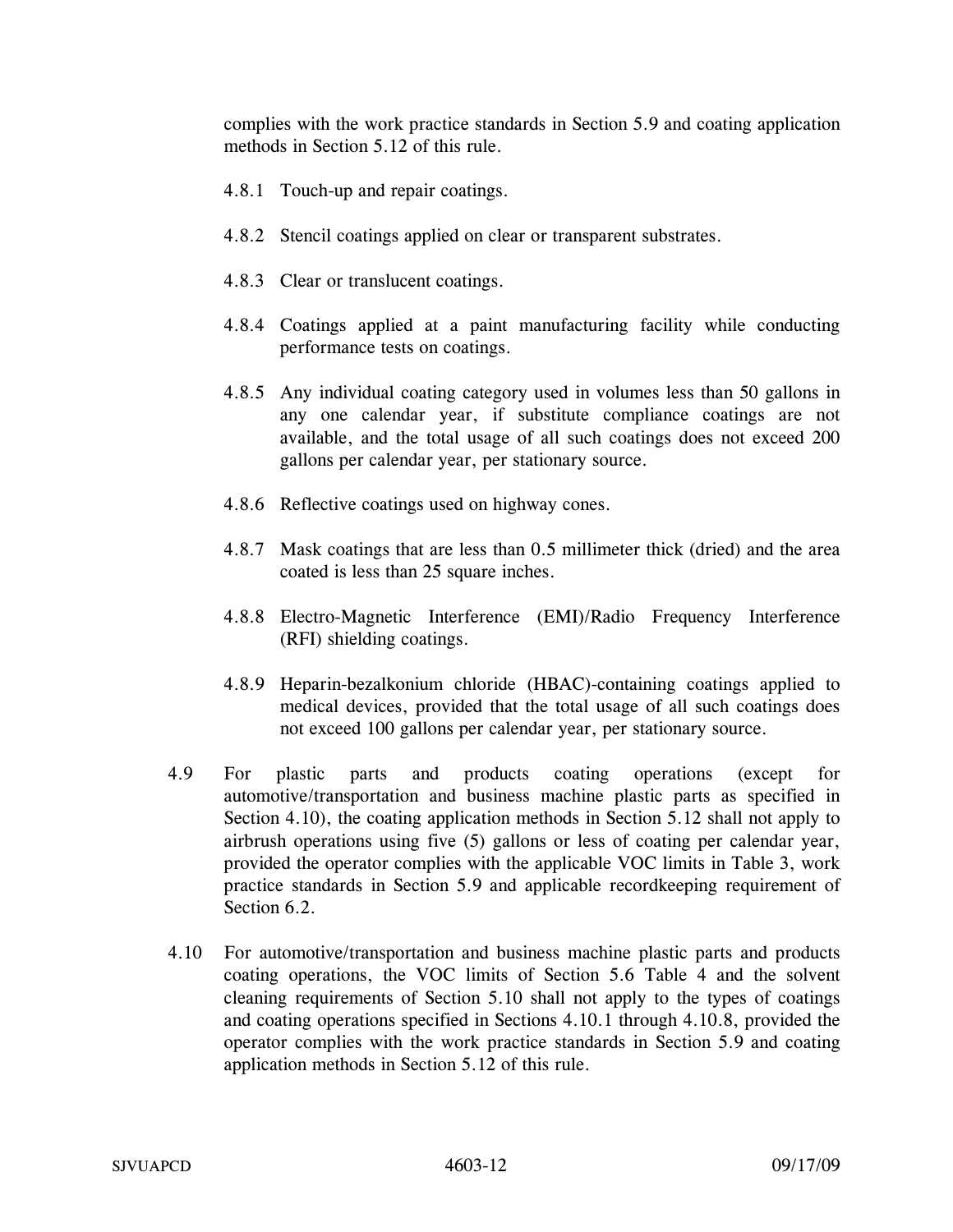complies with the work practice standards in Section 5.9 and coating application methods in Section 5.12 of this rule.

4.8.1 Touch-up and repair coatings.

4.8.2 Stencil coatings applied on clear or transparent substrates.

4.8.3 Clear or translucent coatings.

4.8.4 Coatings applied at a paint manufacturing facility while conducting performance tests on coatings.

4.8.5 Any individual coating category used in volumes less than 50 gallons in any one calendar year, if substitute compliance coatings are not available, and the total usage of all such coatings does not exceed 200 gallons per calendar year, per stationary source.

4.8.6 Reflective coatings used on highway cones.

4.8.7 Mask coatings that are less than 0.5 millimeter thick (dried) and the area coated is less than 25 square inches.

4.8.8 Electro-Magnetic Interference (EMI)/Radio Frequency Interference (RFI) shielding coatings.

4.8.9 Heparin-bezalkonium chloride (HBAC)-containing coatings applied to medical devices, provided that the total usage of all such coatings does not exceed 100 gallons per calendar year, per stationary source.

4.9 For plastic parts and products coating operations (except for automotive/transportation and business machine plastic parts as specified in Section 4.10), the coating application methods in Section 5.12 shall not apply to airbrush operations using five (5) gallons or less of coating per calendar year, provided the operator complies with the applicable VOC limits in Table 3, work practice standards in Section 5.9 and applicable recordkeeping requirement of Section 6.2.

4.10 For automotive/transportation and business machine plastic parts and products coating operations, the VOC limits of Section 5.6 Table 4 and the solvent cleaning requirements of Section 5.10 shall not apply to the types of coatings and coating operations specified in Sections 4.10.1 through 4.10.8, provided the operator complies with the work practice standards in Section 5.9 and coating application methods in Section 5.12 of this rule.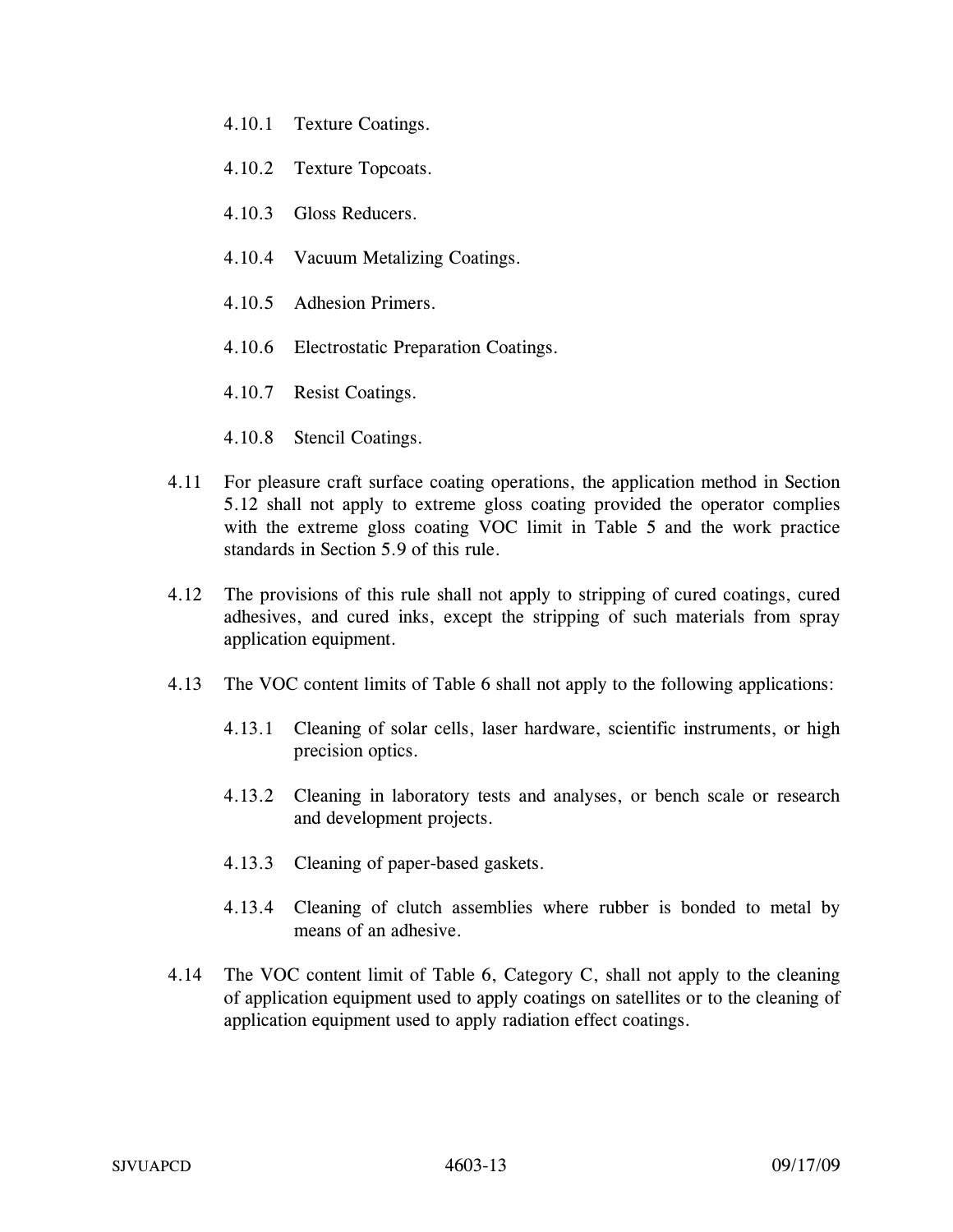4.10.1 Texture Coatings.

4.10.2 Texture Topcoats.

4.10.3 Gloss Reducers.

4.10.4 Vacuum Metalizing Coatings.

4.10.5 Adhesion Primers.

4.10.6 Electrostatic Preparation Coatings.

4.10.7 Resist Coatings.

4.10.8 Stencil Coatings.

4.11 For pleasure craft surface coating operations, the application method in Section 5.12 shall not apply to extreme gloss coating provided the operator complies with the extreme gloss coating VOC limit in Table 5 and the work practice standards in Section 5.9 of this rule.

4.12 The provisions of this rule shall not apply to stripping of cured coatings, cured adhesives, and cured inks, except the stripping of such materials from spray application equipment.

4.13 The VOC content limits of Table 6 shall not apply to the following applications:

4.13.1 Cleaning of solar cells, laser hardware, scientific instruments, or high precision optics.

4.13.2 Cleaning in laboratory tests and analyses, or bench scale or research and development projects.

4.13.3 Cleaning of paper-based gaskets.

4.13.4 Cleaning of clutch assemblies where rubber is bonded to metal by means of an adhesive.

4.14 The VOC content limit of Table 6, Category C, shall not apply to the cleaning of application equipment used to apply coatings on satellites or to the cleaning of application equipment used to apply radiation effect coatings.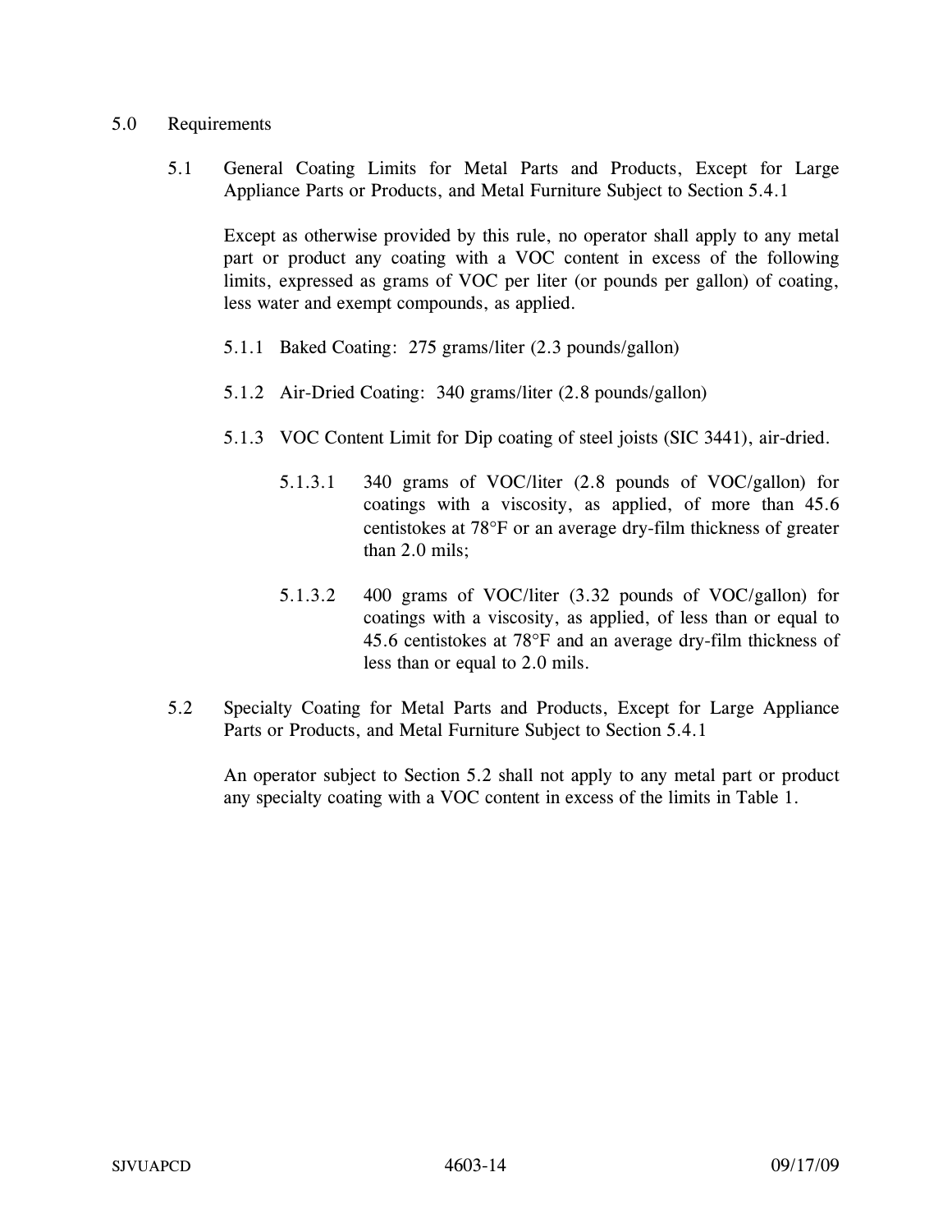## 5.0 Requirements

### 5.1 General Coating Limits for Metal Parts and Products, Except for Large Appliance Parts or Products, and Metal Furniture Subject to Section 5.4.1

Except as otherwise provided by this rule, no operator shall apply to any metal part or product any coating with a VOC content in excess of the following limits, expressed as grams of VOC per liter (or pounds per gallon) of coating, less water and exempt compounds, as applied.

5.1.1 Baked Coating: 275 grams/liter (2.3 pounds/gallon)

5.1.2 Air-Dried Coating: 340 grams/liter (2.8 pounds/gallon)

5.1.3 VOC Content Limit for Dip coating of steel joists (SIC 3441), air-dried.

5.1.3.1 340 grams of VOC/liter (2.8 pounds of VOC/gallon) for coatings with a viscosity, as applied, of more than 45.6 centistokes at 78°F or an average dry-film thickness of greater than 2.0 mils;

5.1.3.2 400 grams of VOC/liter (3.32 pounds of VOC/gallon) for coatings with a viscosity, as applied, of less than or equal to 45.6 centistokes at 78°F and an average dry-film thickness of less than or equal to 2.0 mils.

### 5.2 Specialty Coating for Metal Parts and Products, Except for Large Appliance Parts or Products, and Metal Furniture Subject to Section 5.4.1

An operator subject to Section 5.2 shall not apply to any metal part or product any specialty coating with a VOC content in excess of the limits in Table 1.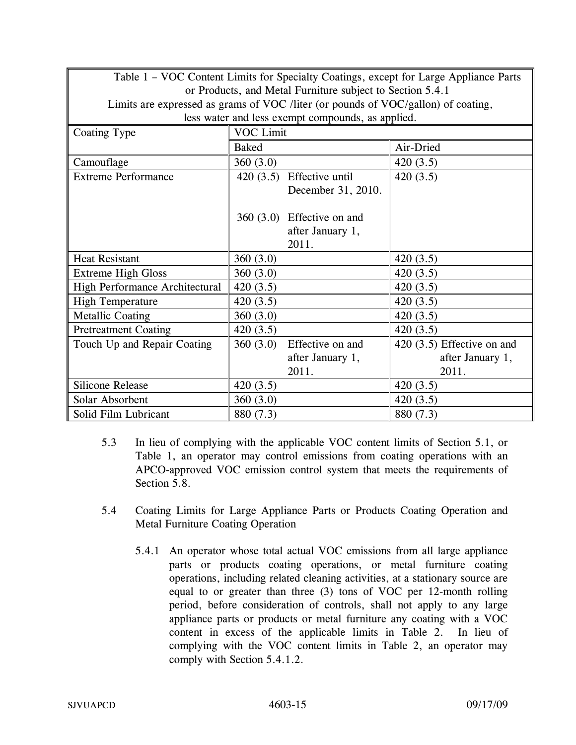| Table 1 – VOC Content Limits for Specialty Coatings, except for Large Appliance Parts or Products, and Metal Furniture subject to Section 5.4.1<br>Limits are expressed as grams of VOC /liter (or pounds of VOC/gallon) of coating, less water and less exempt compounds, as applied. | | |
|---|---|---|
| Coating Type | VOC Limit | |
| | Baked | Air-Dried |
| Camouflage | 360 (3.0) | 420 (3.5) |
| Extreme Performance | 420 (3.5) Effective until December 31, 2010.<br><br>360 (3.0) Effective on and after January 1, 2011. | 420 (3.5) |
| Heat Resistant | 360 (3.0) | 420 (3.5) |
| Extreme High Gloss | 360 (3.0) | 420 (3.5) |
| High Performance Architectural | 420 (3.5) | 420 (3.5) |
| High Temperature | 420 (3.5) | 420 (3.5) |
| Metallic Coating | 360 (3.0) | 420 (3.5) |
| Pretreatment Coating | 420 (3.5) | 420 (3.5) |
| Touch Up and Repair Coating | 360 (3.0) Effective on and after January 1, 2011. | 420 (3.5) Effective on and after January 1, 2011. |
| Silicone Release | 420 (3.5) | 420 (3.5) |
| Solar Absorbent | 360 (3.0) | 420 (3.5) |
| Solid Film Lubricant | 880 (7.3) | 880 (7.3) |

5.3 In lieu of complying with the applicable VOC content limits of Section 5.1, or Table 1, an operator may control emissions from coating operations with an APCO-approved VOC emission control system that meets the requirements of Section 5.8.

5.4 Coating Limits for Large Appliance Parts or Products Coating Operation and Metal Furniture Coating Operation

5.4.1 An operator whose total actual VOC emissions from all large appliance parts or products coating operations, or metal furniture coating operations, including related cleaning activities, at a stationary source are equal to or greater than three (3) tons of VOC per 12-month rolling period, before consideration of controls, shall not apply to any large appliance parts or products or metal furniture any coating with a VOC content in excess of the applicable limits in Table 2. In lieu of complying with the VOC content limits in Table 2, an operator may comply with Section 5.4.1.2.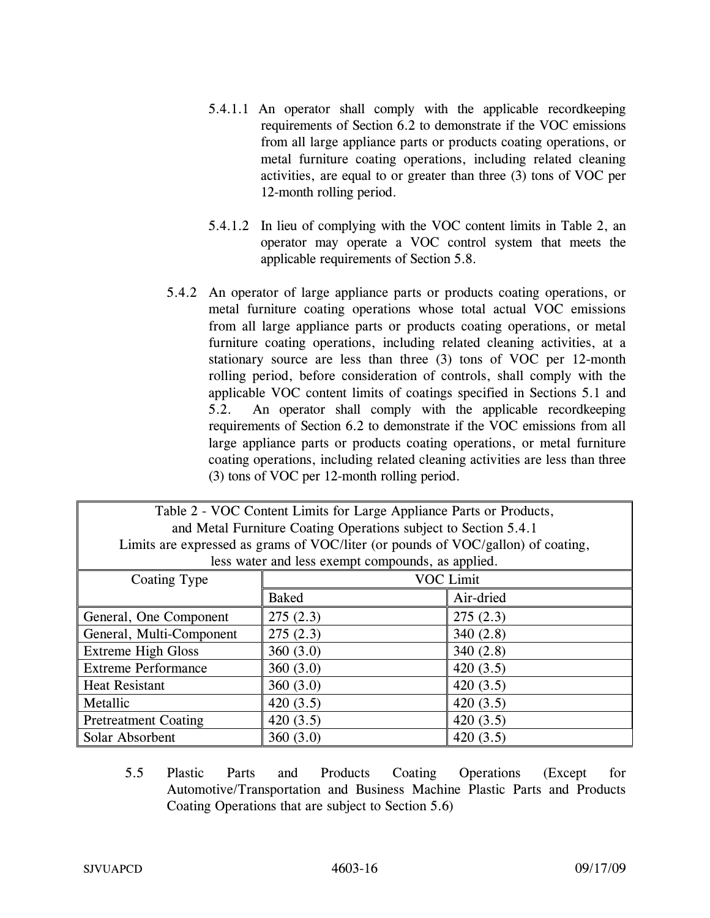5.4.1.1 An operator shall comply with the applicable recordkeeping requirements of Section 6.2 to demonstrate if the VOC emissions from all large appliance parts or products coating operations, or metal furniture coating operations, including related cleaning activities, are equal to or greater than three (3) tons of VOC per 12-month rolling period.

5.4.1.2 In lieu of complying with the VOC content limits in Table 2, an operator may operate a VOC control system that meets the applicable requirements of Section 5.8.

5.4.2 An operator of large appliance parts or products coating operations, or metal furniture coating operations whose total actual VOC emissions from all large appliance parts or products coating operations, or metal furniture coating operations, including related cleaning activities, at a stationary source are less than three (3) tons of VOC per 12-month rolling period, before consideration of controls, shall comply with the applicable VOC content limits of coatings specified in Sections 5.1 and 5.2. An operator shall comply with the applicable recordkeeping requirements of Section 6.2 to demonstrate if the VOC emissions from all large appliance parts or products coating operations, or metal furniture coating operations, including related cleaning activities are less than three (3) tons of VOC per 12-month rolling period.

Table 2 - VOC Content Limits for Large Appliance Parts or Products, and Metal Furniture Coating Operations subject to Section 5.4.1
Limits are expressed as grams of VOC/liter (or pounds of VOC/gallon) of coating, less water and less exempt compounds, as applied.

| Coating Type | VOC Limit | |
|---|---|---|
| | Baked | Air-dried |
| General, One Component | 275 (2.3) | 275 (2.3) |
| General, Multi-Component | 275 (2.3) | 340 (2.8) |
| Extreme High Gloss | 360 (3.0) | 340 (2.8) |
| Extreme Performance | 360 (3.0) | 420 (3.5) |
| Heat Resistant | 360 (3.0) | 420 (3.5) |
| Metallic | 420 (3.5) | 420 (3.5) |
| Pretreatment Coating | 420 (3.5) | 420 (3.5) |
| Solar Absorbent | 360 (3.0) | 420 (3.5) |

5.5 Plastic Parts and Products Coating Operations (Except for Automotive/Transportation and Business Machine Plastic Parts and Products Coating Operations that are subject to Section 5.6)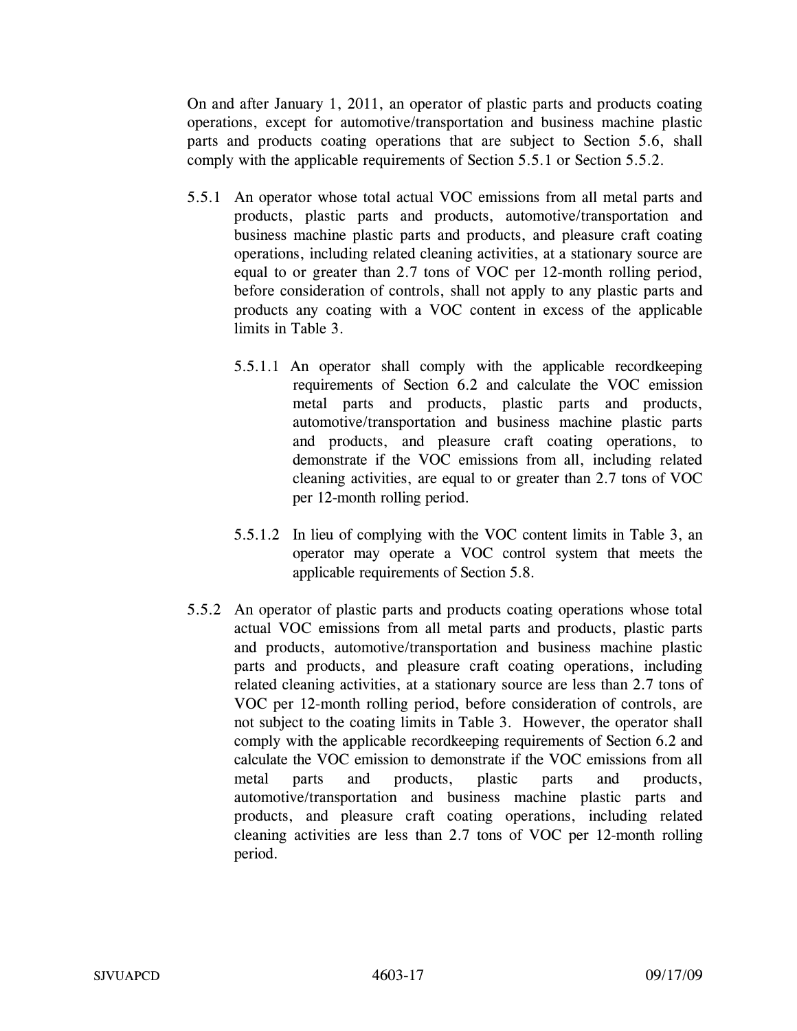On and after January 1, 2011, an operator of plastic parts and products coating operations, except for automotive/transportation and business machine plastic parts and products coating operations that are subject to Section 5.6, shall comply with the applicable requirements of Section 5.5.1 or Section 5.5.2.

5.5.1 An operator whose total actual VOC emissions from all metal parts and products, plastic parts and products, automotive/transportation and business machine plastic parts and products, and pleasure craft coating operations, including related cleaning activities, at a stationary source are equal to or greater than 2.7 tons of VOC per 12-month rolling period, before consideration of controls, shall not apply to any plastic parts and products any coating with a VOC content in excess of the applicable limits in Table 3.

5.5.1.1 An operator shall comply with the applicable recordkeeping requirements of Section 6.2 and calculate the VOC emission metal parts and products, plastic parts and products, automotive/transportation and business machine plastic parts and products, and pleasure craft coating operations, to demonstrate if the VOC emissions from all, including related cleaning activities, are equal to or greater than 2.7 tons of VOC per 12-month rolling period.

5.5.1.2 In lieu of complying with the VOC content limits in Table 3, an operator may operate a VOC control system that meets the applicable requirements of Section 5.8.

5.5.2 An operator of plastic parts and products coating operations whose total actual VOC emissions from all metal parts and products, plastic parts and products, automotive/transportation and business machine plastic parts and products, and pleasure craft coating operations, including related cleaning activities, at a stationary source are less than 2.7 tons of VOC per 12-month rolling period, before consideration of controls, are not subject to the coating limits in Table 3. However, the operator shall comply with the applicable recordkeeping requirements of Section 6.2 and calculate the VOC emission to demonstrate if the VOC emissions from all metal parts and products, plastic parts and products, automotive/transportation and business machine plastic parts and products, and pleasure craft coating operations, including related cleaning activities are less than 2.7 tons of VOC per 12-month rolling period.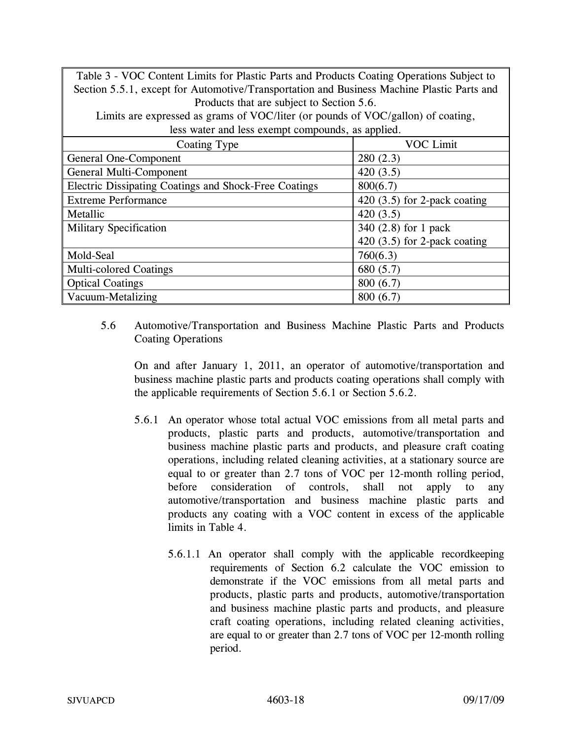| Table 3 - VOC Content Limits for Plastic Parts and Products Coating Operations Subject to Section 5.5.1, except for Automotive/Transportation and Business Machine Plastic Parts and Products that are subject to Section 5.6. Limits are expressed as grams of VOC/liter (or pounds of VOC/gallon) of coating, less water and less exempt compounds, as applied. | |
|---|---|
| Coating Type | VOC Limit |
| General One-Component | 280 (2.3) |
| General Multi-Component | 420 (3.5) |
| Electric Dissipating Coatings and Shock-Free Coatings | 800(6.7) |
| Extreme Performance | 420 (3.5) for 2-pack coating |
| Metallic | 420 (3.5) |
| Military Specification | 340 (2.8) for 1 pack<br>420 (3.5) for 2-pack coating |
| Mold-Seal | 760(6.3) |
| Multi-colored Coatings | 680 (5.7) |
| Optical Coatings | 800 (6.7) |
| Vacuum-Metalizing | 800 (6.7) |

5.6 Automotive/Transportation and Business Machine Plastic Parts and Products Coating Operations

On and after January 1, 2011, an operator of automotive/transportation and business machine plastic parts and products coating operations shall comply with the applicable requirements of Section 5.6.1 or Section 5.6.2.

5.6.1 An operator whose total actual VOC emissions from all metal parts and products, plastic parts and products, automotive/transportation and business machine plastic parts and products, and pleasure craft coating operations, including related cleaning activities, at a stationary source are equal to or greater than 2.7 tons of VOC per 12-month rolling period, before consideration of controls, shall not apply to any automotive/transportation and business machine plastic parts and products any coating with a VOC content in excess of the applicable limits in Table 4.

5.6.1.1 An operator shall comply with the applicable recordkeeping requirements of Section 6.2 calculate the VOC emission to demonstrate if the VOC emissions from all metal parts and products, plastic parts and products, automotive/transportation and business machine plastic parts and products, and pleasure craft coating operations, including related cleaning activities, are equal to or greater than 2.7 tons of VOC per 12-month rolling period.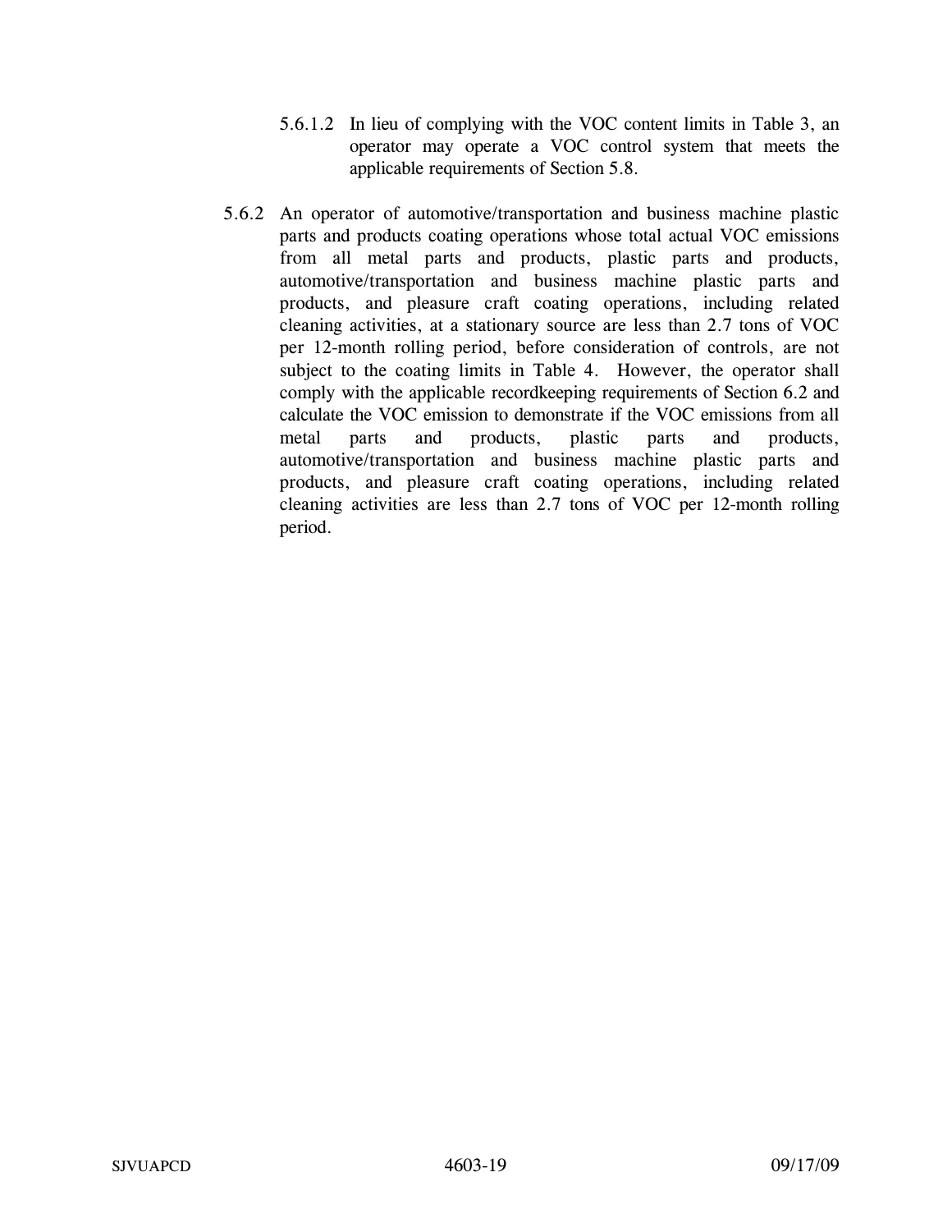5.6.1.2 In lieu of complying with the VOC content limits in Table 3, an operator may operate a VOC control system that meets the applicable requirements of Section 5.8.

5.6.2 An operator of automotive/transportation and business machine plastic parts and products coating operations whose total actual VOC emissions from all metal parts and products, plastic parts and products, automotive/transportation and business machine plastic parts and products, and pleasure craft coating operations, including related cleaning activities, at a stationary source are less than 2.7 tons of VOC per 12-month rolling period, before consideration of controls, are not subject to the coating limits in Table 4. However, the operator shall comply with the applicable recordkeeping requirements of Section 6.2 and calculate the VOC emission to demonstrate if the VOC emissions from all metal parts and products, plastic parts and products, automotive/transportation and business machine plastic parts and products, and pleasure craft coating operations, including related cleaning activities are less than 2.7 tons of VOC per 12-month rolling period.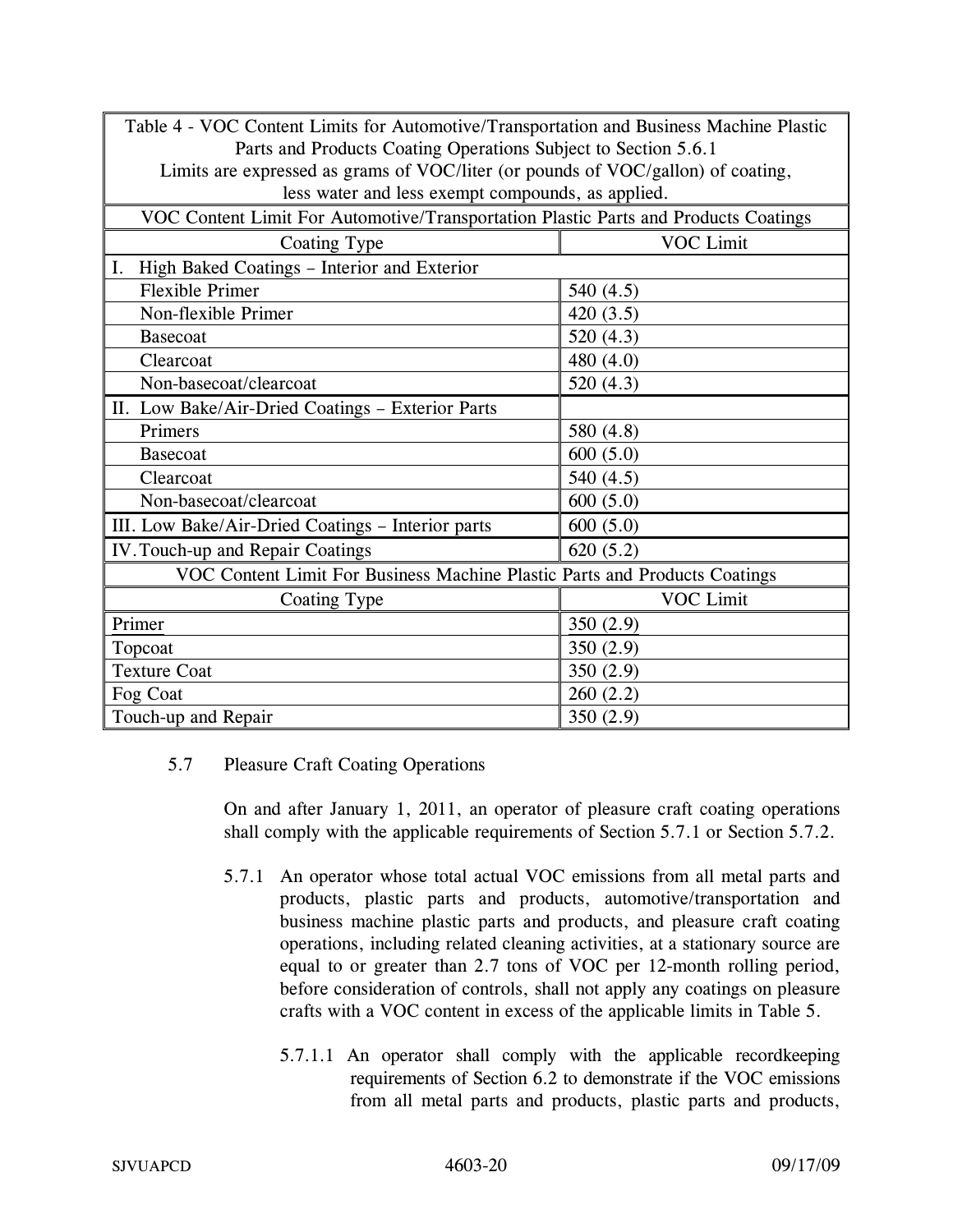| Table 4 - VOC Content Limits for Automotive/Transportation and Business Machine Plastic Parts and Products Coating Operations Subject to Section 5.6.1<br>Limits are expressed as grams of VOC/liter (or pounds of VOC/gallon) of coating, less water and less exempt compounds, as applied. | |
|---|---|
| **VOC Content Limit For Automotive/Transportation Plastic Parts and Products Coatings** | |
| Coating Type | VOC Limit |
| I. High Baked Coatings – Interior and Exterior | |
| Flexible Primer | 540 (4.5) |
| Non-flexible Primer | 420 (3.5) |
| Basecoat | 520 (4.3) |
| Clearcoat | 480 (4.0) |
| Non-basecoat/clearcoat | 520 (4.3) |
| II. Low Bake/Air-Dried Coatings – Exterior Parts | |
| Primers | 580 (4.8) |
| Basecoat | 600 (5.0) |
| Clearcoat | 540 (4.5) |
| Non-basecoat/clearcoat | 600 (5.0) |
| III. Low Bake/Air-Dried Coatings – Interior parts | 600 (5.0) |
| IV. Touch-up and Repair Coatings | 620 (5.2) |
| **VOC Content Limit For Business Machine Plastic Parts and Products Coatings** | |
| Coating Type | VOC Limit |
| Primer | 350 (2.9) |
| Topcoat | 350 (2.9) |
| Texture Coat | 350 (2.9) |
| Fog Coat | 260 (2.2) |
| Touch-up and Repair | 350 (2.9) |

5.7 Pleasure Craft Coating Operations

On and after January 1, 2011, an operator of pleasure craft coating operations shall comply with the applicable requirements of Section 5.7.1 or Section 5.7.2.

5.7.1 An operator whose total actual VOC emissions from all metal parts and products, plastic parts and products, automotive/transportation and business machine plastic parts and products, and pleasure craft coating operations, including related cleaning activities, at a stationary source are equal to or greater than 2.7 tons of VOC per 12-month rolling period, before consideration of controls, shall not apply any coatings on pleasure crafts with a VOC content in excess of the applicable limits in Table 5.

5.7.1.1 An operator shall comply with the applicable recordkeeping requirements of Section 6.2 to demonstrate if the VOC emissions from all metal parts and products, plastic parts and products,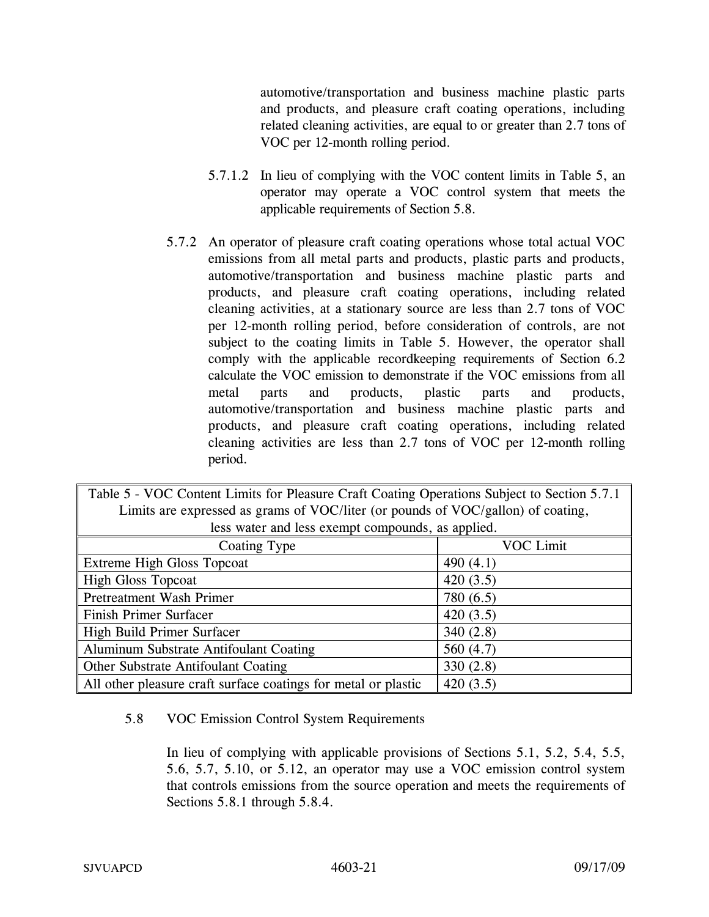automotive/transportation and business machine plastic parts and products, and pleasure craft coating operations, including related cleaning activities, are equal to or greater than 2.7 tons of VOC per 12-month rolling period.

5.7.1.2 In lieu of complying with the VOC content limits in Table 5, an operator may operate a VOC control system that meets the applicable requirements of Section 5.8.

5.7.2 An operator of pleasure craft coating operations whose total actual VOC emissions from all metal parts and products, plastic parts and products, automotive/transportation and business machine plastic parts and products, and pleasure craft coating operations, including related cleaning activities, at a stationary source are less than 2.7 tons of VOC per 12-month rolling period, before consideration of controls, are not subject to the coating limits in Table 5. However, the operator shall comply with the applicable recordkeeping requirements of Section 6.2 calculate the VOC emission to demonstrate if the VOC emissions from all metal parts and products, plastic parts and products, automotive/transportation and business machine plastic parts and products, and pleasure craft coating operations, including related cleaning activities are less than 2.7 tons of VOC per 12-month rolling period.

Table 5 - VOC Content Limits for Pleasure Craft Coating Operations Subject to Section 5.7.1
Limits are expressed as grams of VOC/liter (or pounds of VOC/gallon) of coating, less water and less exempt compounds, as applied.

| Coating Type | VOC Limit |
|---|---|
| Extreme High Gloss Topcoat | 490 (4.1) |
| High Gloss Topcoat | 420 (3.5) |
| Pretreatment Wash Primer | 780 (6.5) |
| Finish Primer Surfacer | 420 (3.5) |
| High Build Primer Surfacer | 340 (2.8) |
| Aluminum Substrate Antifoulant Coating | 560 (4.7) |
| Other Substrate Antifoulant Coating | 330 (2.8) |
| All other pleasure craft surface coatings for metal or plastic | 420 (3.5) |

5.8 VOC Emission Control System Requirements

In lieu of complying with applicable provisions of Sections 5.1, 5.2, 5.4, 5.5, 5.6, 5.7, 5.10, or 5.12, an operator may use a VOC emission control system that controls emissions from the source operation and meets the requirements of Sections 5.8.1 through 5.8.4.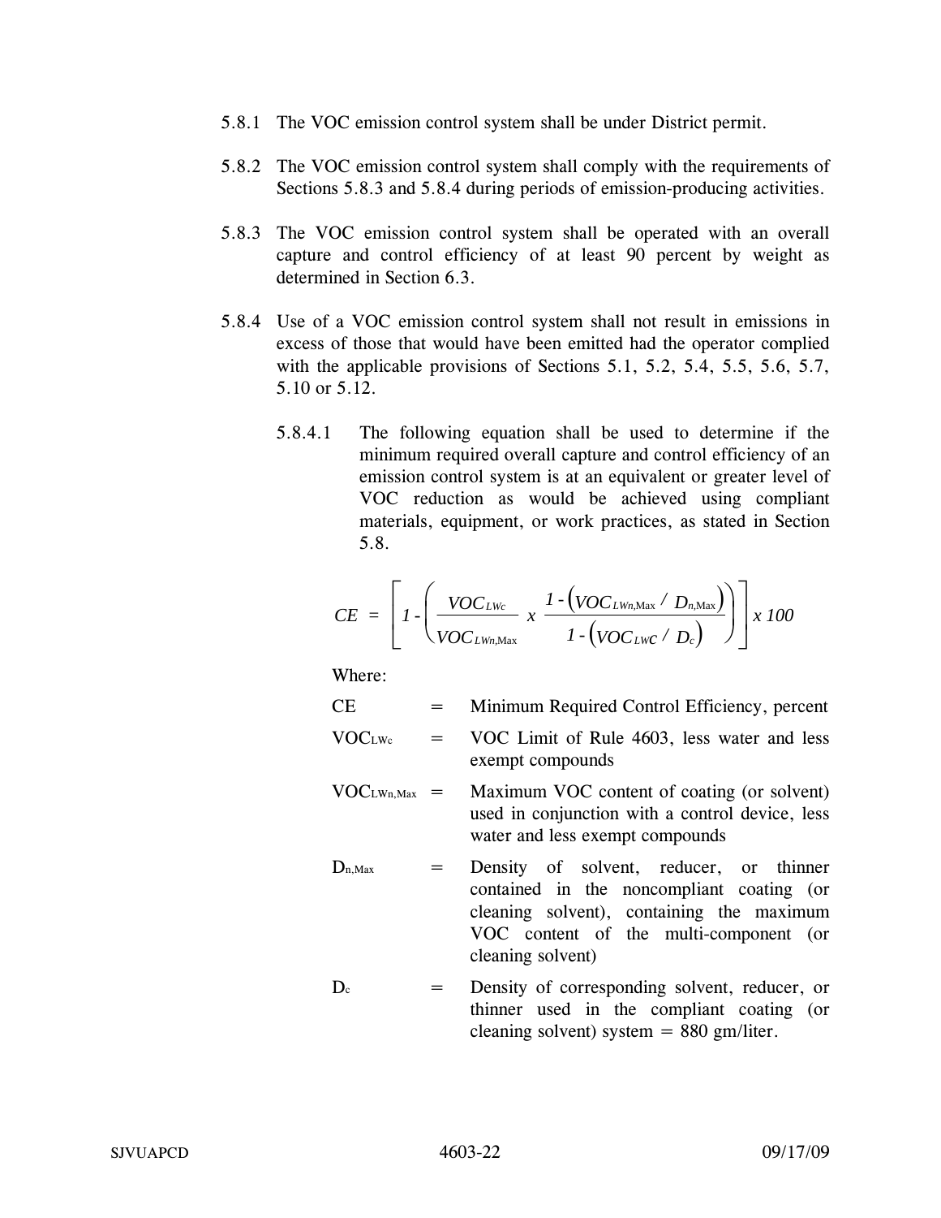5.8.1 The VOC emission control system shall be under District permit.

5.8.2 The VOC emission control system shall comply with the requirements of Sections 5.8.3 and 5.8.4 during periods of emission-producing activities.

5.8.3 The VOC emission control system shall be operated with an overall capture and control efficiency of at least 90 percent by weight as determined in Section 6.3.

5.8.4 Use of a VOC emission control system shall not result in emissions in excess of those that would have been emitted had the operator complied with the applicable provisions of Sections 5.1, 5.2, 5.4, 5.5, 5.6, 5.7, 5.10 or 5.12.

5.8.4.1 The following equation shall be used to determine if the minimum required overall capture and control efficiency of an emission control system is at an equivalent or greater level of VOC reduction as would be achieved using compliant materials, equipment, or work practices, as stated in Section 5.8.

$$CE = \left[ 1 - \left( \frac{VOC_{LWc}}{VOC_{LWn,\text{Max}}} \times \frac{1 - \left( VOC_{LWn,\text{Max}} / D_{n,\text{Max}} \right)}{1 - \left( VOC_{LWC} / D_{c} \right)} \right) \right] \times 100$$

Where:

| | | |
|---|---|---|
| CE | = | Minimum Required Control Efficiency, percent |
| $VOC_{LWc}$ | = | VOC Limit of Rule 4603, less water and less exempt compounds |
| $VOC_{LWn,Max}$ | = | Maximum VOC content of coating (or solvent) used in conjunction with a control device, less water and less exempt compounds |
| $D_{n,Max}$ | = | Density of solvent, reducer, or thinner contained in the noncompliant coating (or cleaning solvent), containing the maximum VOC content of the multi-component (or cleaning solvent) |
| $D_{c}$ | = | Density of corresponding solvent, reducer, or thinner used in the compliant coating (or cleaning solvent) system = 880 gm/liter. |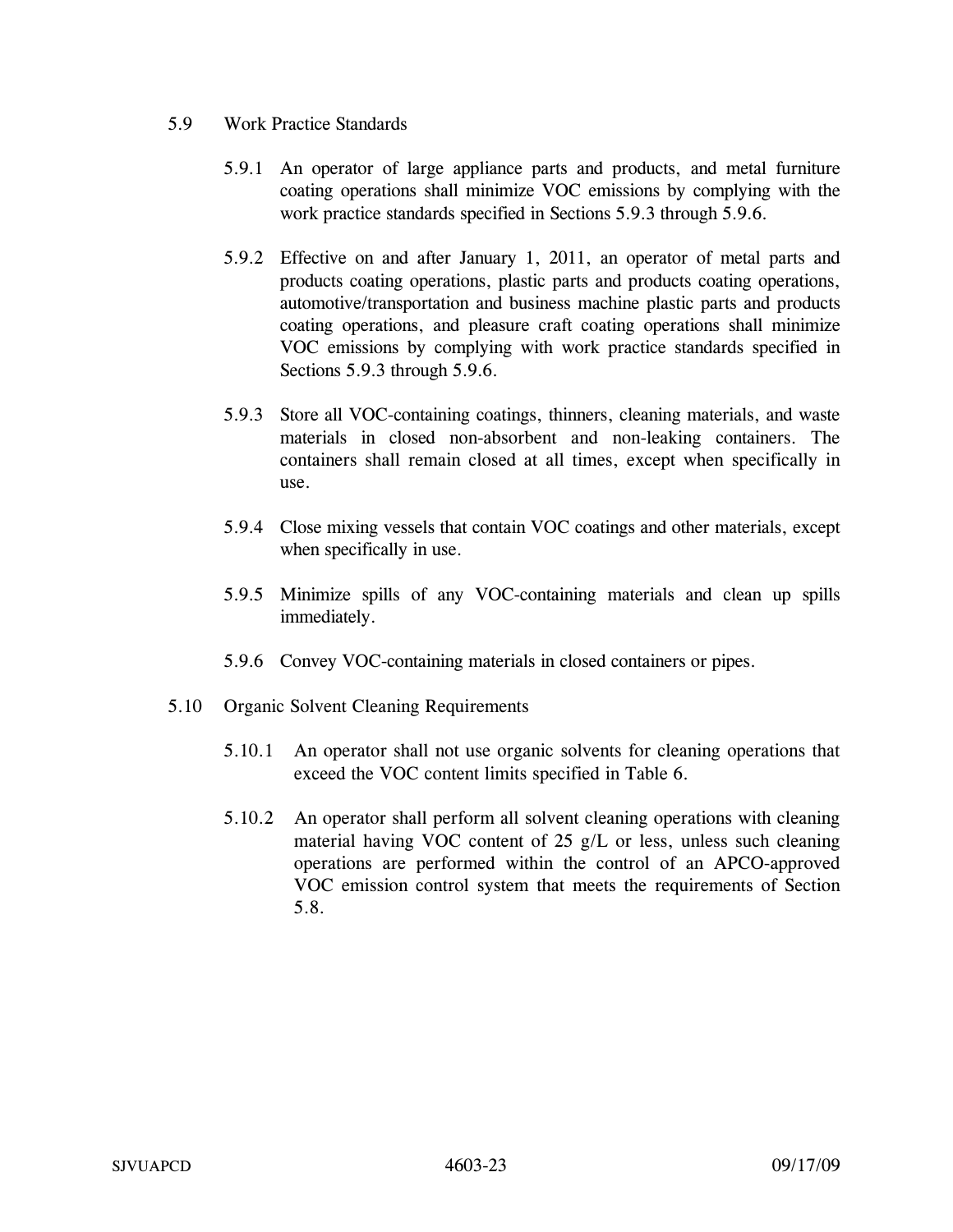5.9 Work Practice Standards

5.9.1 An operator of large appliance parts and products, and metal furniture coating operations shall minimize VOC emissions by complying with the work practice standards specified in Sections 5.9.3 through 5.9.6.

5.9.2 Effective on and after January 1, 2011, an operator of metal parts and products coating operations, plastic parts and products coating operations, automotive/transportation and business machine plastic parts and products coating operations, and pleasure craft coating operations shall minimize VOC emissions by complying with work practice standards specified in Sections 5.9.3 through 5.9.6.

5.9.3 Store all VOC-containing coatings, thinners, cleaning materials, and waste materials in closed non-absorbent and non-leaking containers. The containers shall remain closed at all times, except when specifically in use.

5.9.4 Close mixing vessels that contain VOC coatings and other materials, except when specifically in use.

5.9.5 Minimize spills of any VOC-containing materials and clean up spills immediately.

5.9.6 Convey VOC-containing materials in closed containers or pipes.

5.10 Organic Solvent Cleaning Requirements

5.10.1 An operator shall not use organic solvents for cleaning operations that exceed the VOC content limits specified in Table 6.

5.10.2 An operator shall perform all solvent cleaning operations with cleaning material having VOC content of 25 g/L or less, unless such cleaning operations are performed within the control of an APCO-approved VOC emission control system that meets the requirements of Section 5.8.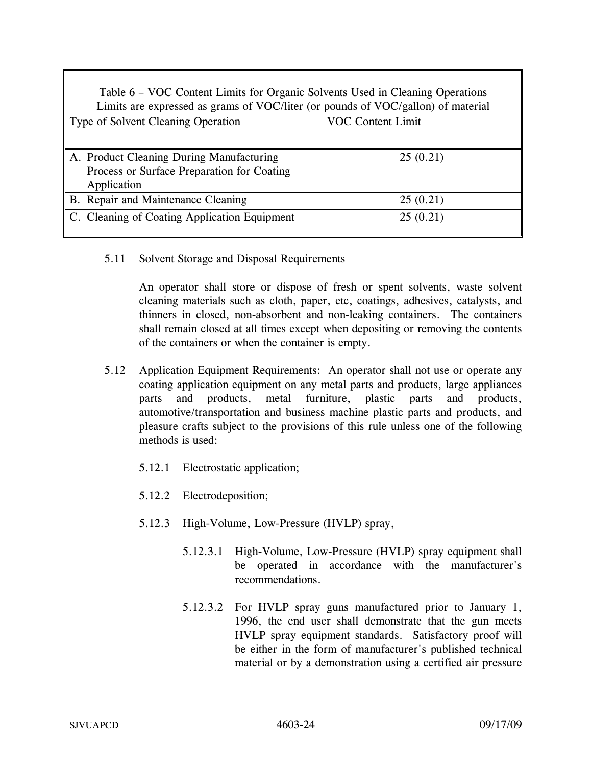| Table 6 – VOC Content Limits for Organic Solvents Used in Cleaning Operations<br>Limits are expressed as grams of VOC/liter (or pounds of VOC/gallon) of material | |
|---|---|
| Type of Solvent Cleaning Operation | VOC Content Limit |
| A. Product Cleaning During Manufacturing Process or Surface Preparation for Coating Application | 25 (0.21) |
| B. Repair and Maintenance Cleaning | 25 (0.21) |
| C. Cleaning of Coating Application Equipment | 25 (0.21) |

5.11 Solvent Storage and Disposal Requirements

An operator shall store or dispose of fresh or spent solvents, waste solvent cleaning materials such as cloth, paper, etc, coatings, adhesives, catalysts, and thinners in closed, non-absorbent and non-leaking containers. The containers shall remain closed at all times except when depositing or removing the contents of the containers or when the container is empty.

5.12 Application Equipment Requirements: An operator shall not use or operate any coating application equipment on any metal parts and products, large appliances parts and products, metal furniture, plastic parts and products, automotive/transportation and business machine plastic parts and products, and pleasure crafts subject to the provisions of this rule unless one of the following methods is used:

5.12.1 Electrostatic application;

5.12.2 Electrodeposition;

5.12.3 High-Volume, Low-Pressure (HVLP) spray,

5.12.3.1 High-Volume, Low-Pressure (HVLP) spray equipment shall be operated in accordance with the manufacturer's recommendations.

5.12.3.2 For HVLP spray guns manufactured prior to January 1, 1996, the end user shall demonstrate that the gun meets HVLP spray equipment standards. Satisfactory proof will be either in the form of manufacturer's published technical material or by a demonstration using a certified air pressure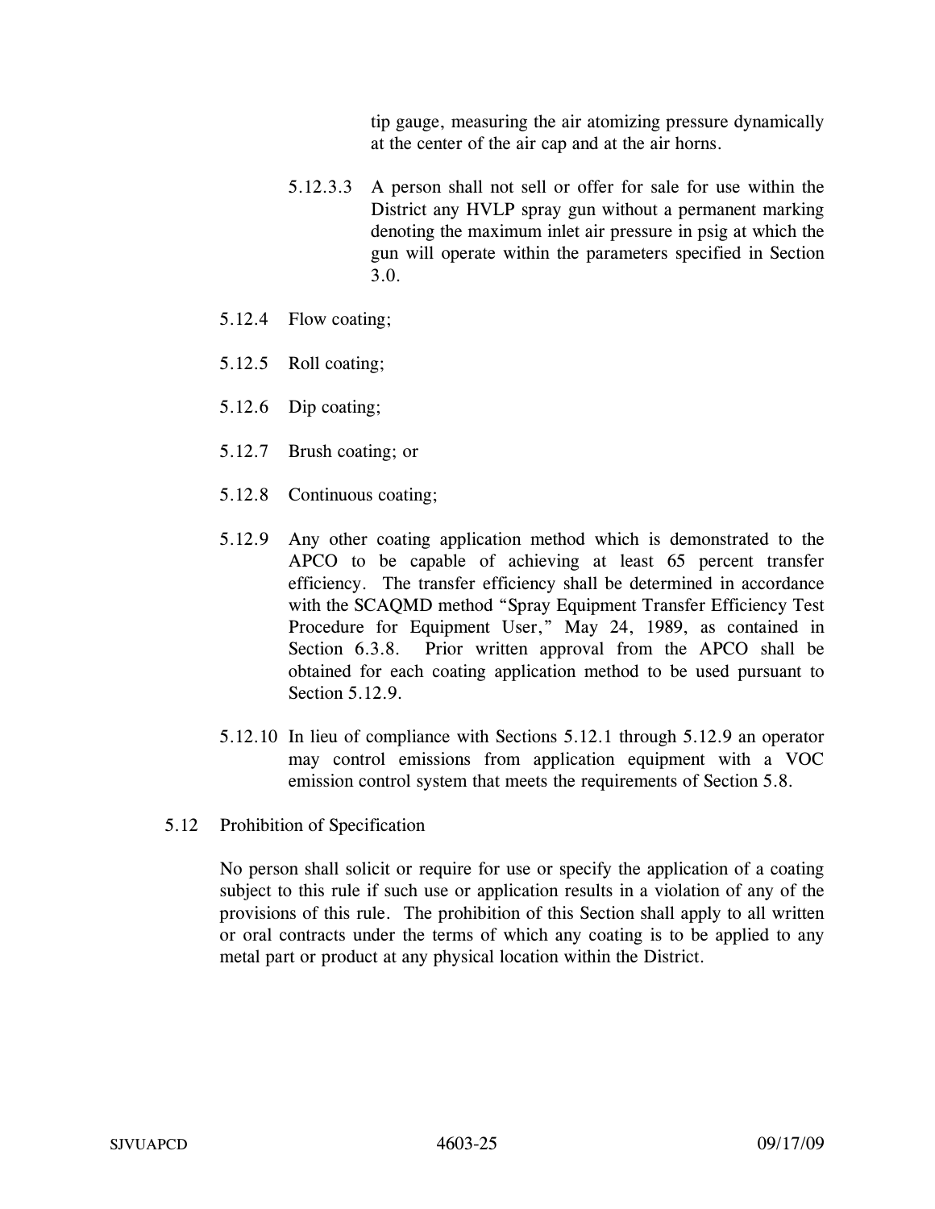tip gauge, measuring the air atomizing pressure dynamically at the center of the air cap and at the air horns.

5.12.3.3 A person shall not sell or offer for sale for use within the District any HVLP spray gun without a permanent marking denoting the maximum inlet air pressure in psig at which the gun will operate within the parameters specified in Section 3.0.

5.12.4 Flow coating;

5.12.5 Roll coating;

5.12.6 Dip coating;

5.12.7 Brush coating; or

5.12.8 Continuous coating;

5.12.9 Any other coating application method which is demonstrated to the APCO to be capable of achieving at least 65 percent transfer efficiency. The transfer efficiency shall be determined in accordance with the SCAQMD method "Spray Equipment Transfer Efficiency Test Procedure for Equipment User," May 24, 1989, as contained in Section 6.3.8. Prior written approval from the APCO shall be obtained for each coating application method to be used pursuant to Section 5.12.9.

5.12.10 In lieu of compliance with Sections 5.12.1 through 5.12.9 an operator may control emissions from application equipment with a VOC emission control system that meets the requirements of Section 5.8.

5.12 Prohibition of Specification

No person shall solicit or require for use or specify the application of a coating subject to this rule if such use or application results in a violation of any of the provisions of this rule. The prohibition of this Section shall apply to all written or oral contracts under the terms of which any coating is to be applied to any metal part or product at any physical location within the District.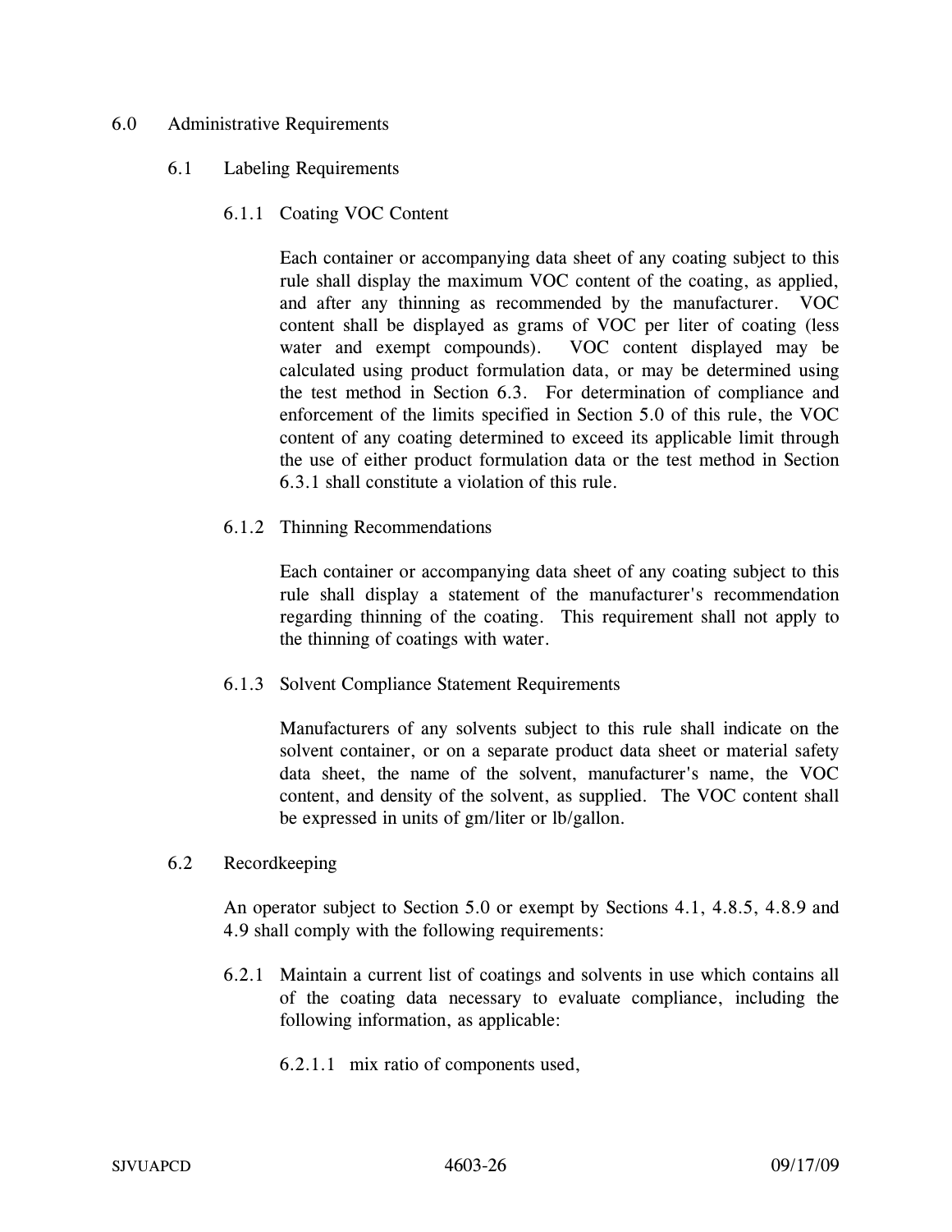## 6.0 Administrative Requirements

### 6.1 Labeling Requirements

#### 6.1.1 Coating VOC Content

Each container or accompanying data sheet of any coating subject to this rule shall display the maximum VOC content of the coating, as applied, and after any thinning as recommended by the manufacturer. VOC content shall be displayed as grams of VOC per liter of coating (less water and exempt compounds). VOC content displayed may be calculated using product formulation data, or may be determined using the test method in Section 6.3. For determination of compliance and enforcement of the limits specified in Section 5.0 of this rule, the VOC content of any coating determined to exceed its applicable limit through the use of either product formulation data or the test method in Section 6.3.1 shall constitute a violation of this rule.

#### 6.1.2 Thinning Recommendations

Each container or accompanying data sheet of any coating subject to this rule shall display a statement of the manufacturer's recommendation regarding thinning of the coating. This requirement shall not apply to the thinning of coatings with water.

#### 6.1.3 Solvent Compliance Statement Requirements

Manufacturers of any solvents subject to this rule shall indicate on the solvent container, or on a separate product data sheet or material safety data sheet, the name of the solvent, manufacturer's name, the VOC content, and density of the solvent, as supplied. The VOC content shall be expressed in units of gm/liter or lb/gallon.

### 6.2 Recordkeeping

An operator subject to Section 5.0 or exempt by Sections 4.1, 4.8.5, 4.8.9 and 4.9 shall comply with the following requirements:

6.2.1 Maintain a current list of coatings and solvents in use which contains all of the coating data necessary to evaluate compliance, including the following information, as applicable:

6.2.1.1 mix ratio of components used,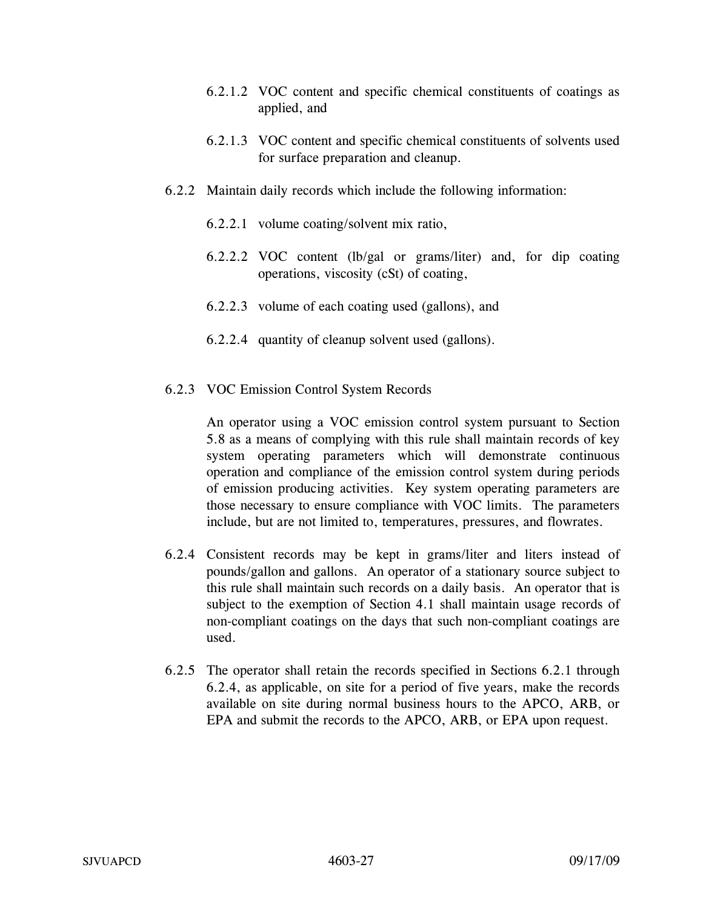6.2.1.2 VOC content and specific chemical constituents of coatings as applied, and

6.2.1.3 VOC content and specific chemical constituents of solvents used for surface preparation and cleanup.

6.2.2 Maintain daily records which include the following information:

6.2.2.1 volume coating/solvent mix ratio,

6.2.2.2 VOC content (lb/gal or grams/liter) and, for dip coating operations, viscosity (cSt) of coating,

6.2.2.3 volume of each coating used (gallons), and

6.2.2.4 quantity of cleanup solvent used (gallons).

6.2.3 VOC Emission Control System Records

An operator using a VOC emission control system pursuant to Section 5.8 as a means of complying with this rule shall maintain records of key system operating parameters which will demonstrate continuous operation and compliance of the emission control system during periods of emission producing activities. Key system operating parameters are those necessary to ensure compliance with VOC limits. The parameters include, but are not limited to, temperatures, pressures, and flowrates.

6.2.4 Consistent records may be kept in grams/liter and liters instead of pounds/gallon and gallons. An operator of a stationary source subject to this rule shall maintain such records on a daily basis. An operator that is subject to the exemption of Section 4.1 shall maintain usage records of non-compliant coatings on the days that such non-compliant coatings are used.

6.2.5 The operator shall retain the records specified in Sections 6.2.1 through 6.2.4, as applicable, on site for a period of five years, make the records available on site during normal business hours to the APCO, ARB, or EPA and submit the records to the APCO, ARB, or EPA upon request.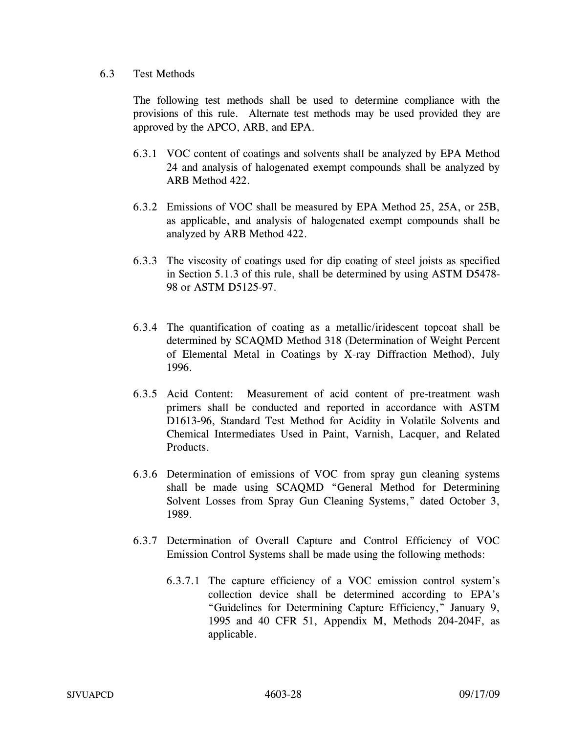### 6.3 Test Methods

The following test methods shall be used to determine compliance with the provisions of this rule. Alternate test methods may be used provided they are approved by the APCO, ARB, and EPA.

6.3.1 VOC content of coatings and solvents shall be analyzed by EPA Method 24 and analysis of halogenated exempt compounds shall be analyzed by ARB Method 422.

6.3.2 Emissions of VOC shall be measured by EPA Method 25, 25A, or 25B, as applicable, and analysis of halogenated exempt compounds shall be analyzed by ARB Method 422.

6.3.3 The viscosity of coatings used for dip coating of steel joists as specified in Section 5.1.3 of this rule, shall be determined by using ASTM D5478-98 or ASTM D5125-97.

6.3.4 The quantification of coating as a metallic/iridescent topcoat shall be determined by SCAQMD Method 318 (Determination of Weight Percent of Elemental Metal in Coatings by X-ray Diffraction Method), July 1996.

6.3.5 Acid Content: Measurement of acid content of pre-treatment wash primers shall be conducted and reported in accordance with ASTM D1613-96, Standard Test Method for Acidity in Volatile Solvents and Chemical Intermediates Used in Paint, Varnish, Lacquer, and Related Products.

6.3.6 Determination of emissions of VOC from spray gun cleaning systems shall be made using SCAQMD "General Method for Determining Solvent Losses from Spray Gun Cleaning Systems," dated October 3, 1989.

6.3.7 Determination of Overall Capture and Control Efficiency of VOC Emission Control Systems shall be made using the following methods:

6.3.7.1 The capture efficiency of a VOC emission control system's collection device shall be determined according to EPA's "Guidelines for Determining Capture Efficiency," January 9, 1995 and 40 CFR 51, Appendix M, Methods 204-204F, as applicable.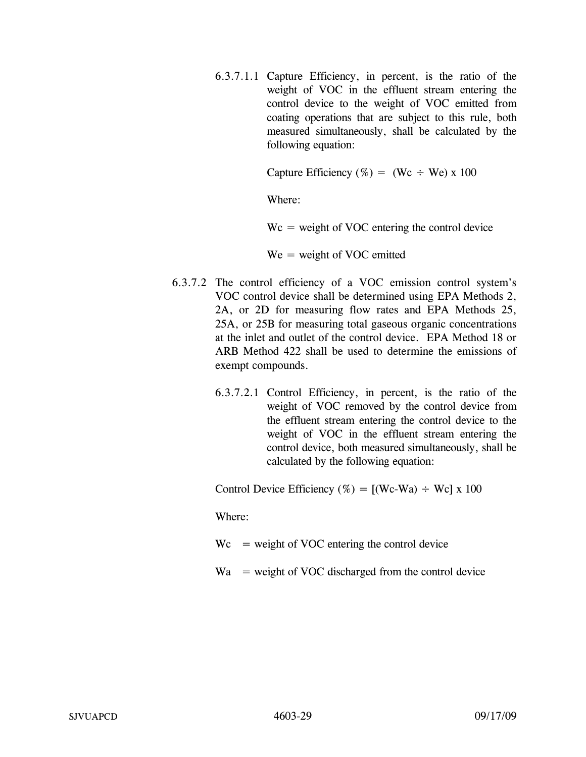6.3.7.1.1 Capture Efficiency, in percent, is the ratio of the weight of VOC in the effluent stream entering the control device to the weight of VOC emitted from coating operations that are subject to this rule, both measured simultaneously, shall be calculated by the following equation:

$$\text{Capture Efficiency (\%)} = (Wc \div We) \times 100$$

Where:

$Wc$ = weight of VOC entering the control device

$We$ = weight of VOC emitted

6.3.7.2 The control efficiency of a VOC emission control system's VOC control device shall be determined using EPA Methods 2, 2A, or 2D for measuring flow rates and EPA Methods 25, 25A, or 25B for measuring total gaseous organic concentrations at the inlet and outlet of the control device. EPA Method 18 or ARB Method 422 shall be used to determine the emissions of exempt compounds.

6.3.7.2.1 Control Efficiency, in percent, is the ratio of the weight of VOC removed by the control device from the effluent stream entering the control device to the weight of VOC in the effluent stream entering the control device, both measured simultaneously, shall be calculated by the following equation:

$$\text{Control Device Efficiency (\%)} = [(Wc - Wa) \div Wc] \times 100$$

Where:

$Wc$ = weight of VOC entering the control device

$Wa$ = weight of VOC discharged from the control device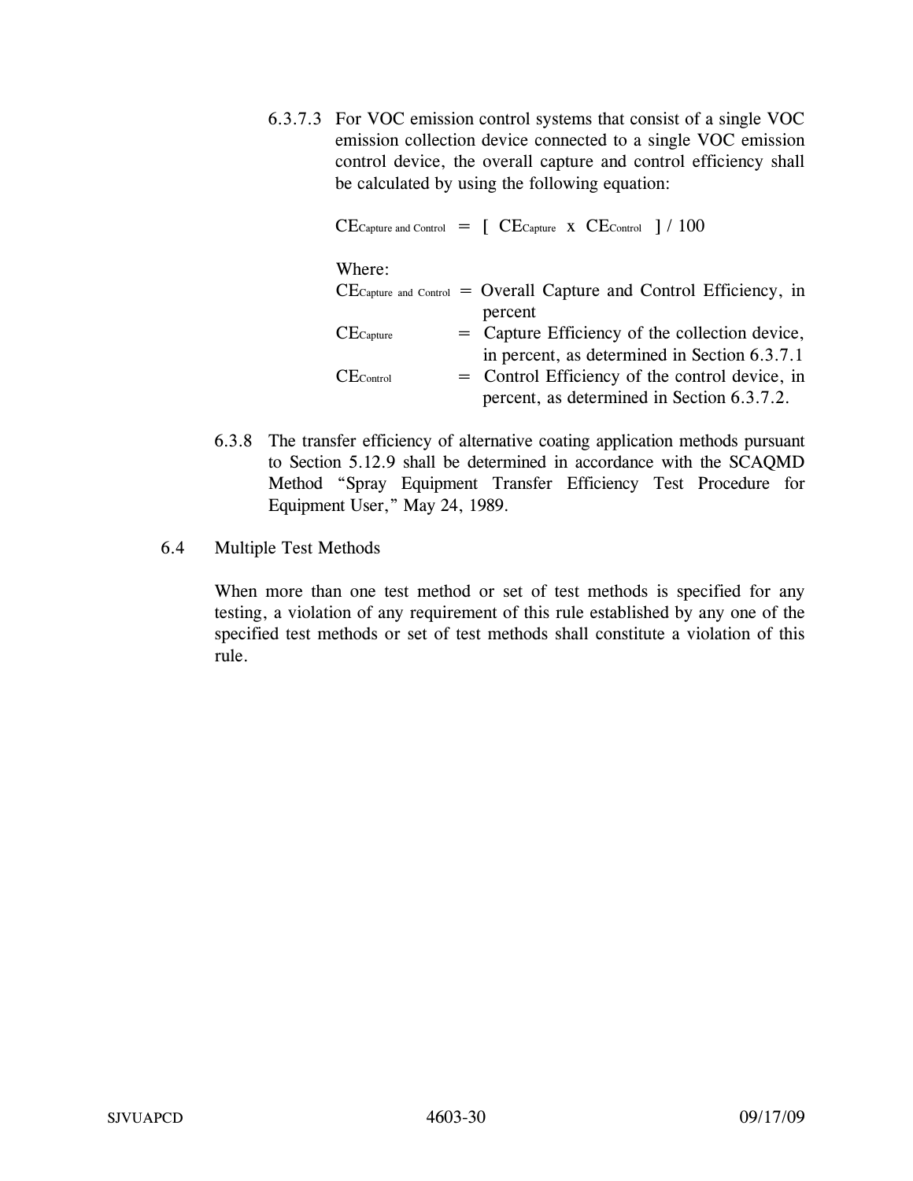6.3.7.3 For VOC emission control systems that consist of a single VOC emission collection device connected to a single VOC emission control device, the overall capture and control efficiency shall be calculated by using the following equation:

$$CE_{Capture\ and\ Control} = [\ CE_{Capture} \times CE_{Control}\ ] / 100$$

Where:

$CE_{Capture\ and\ Control}$ = Overall Capture and Control Efficiency, in percent

$CE_{Capture}$ = Capture Efficiency of the collection device, in percent, as determined in Section 6.3.7.1

$CE_{Control}$ = Control Efficiency of the control device, in percent, as determined in Section 6.3.7.2.

6.3.8 The transfer efficiency of alternative coating application methods pursuant to Section 5.12.9 shall be determined in accordance with the SCAQMD Method "Spray Equipment Transfer Efficiency Test Procedure for Equipment User," May 24, 1989.

6.4 Multiple Test Methods

When more than one test method or set of test methods is specified for any testing, a violation of any requirement of this rule established by any one of the specified test methods or set of test methods shall constitute a violation of this rule.